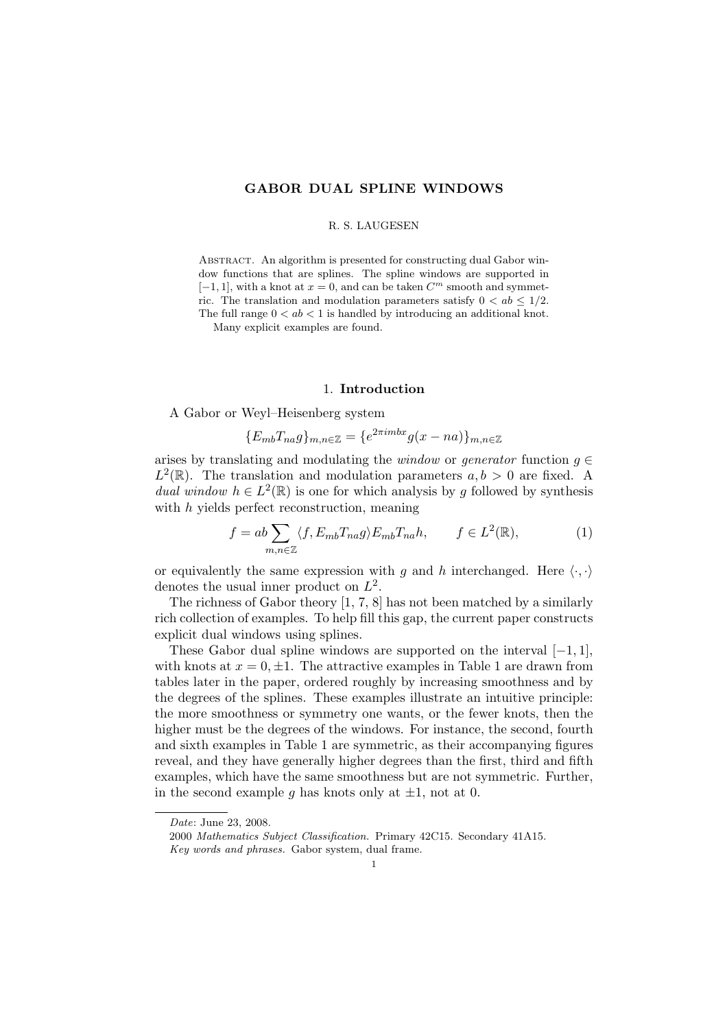# GABOR DUAL SPLINE WINDOWS

R. S. LAUGESEN

Abstract. An algorithm is presented for constructing dual Gabor window functions that are splines. The spline windows are supported in $[-1,1]$, with a knot at $x=0$, and can be taken $C^m$ smooth and symmetric. The translation and modulation parameters satisfy $0 < ab \leq 1/2$. The full range $0 < ab < 1$ is handled by introducing an additional knot. Many explicit examples are found.

## 1. Introduction

A Gabor or Weyl–Heisenberg system

$$\{E_{mb}T_{na}g\}_{m,n\in\mathbb{Z}} = \{e^{2\pi imbx}g(x-na)\}_{m,n\in\mathbb{Z}}$$

arises by translating and modulating the *window* or *generator* function $g \in L^2(\mathbb{R})$. The translation and modulation parameters $a, b > 0$ are fixed. A *dual window* $h \in L^2(\mathbb{R})$ is one for which analysis by $g$ followed by synthesis with $h$ yields perfect reconstruction, meaning

$$f = ab\sum_{m,n\in\mathbb{Z}} \langle f, E_{mb}T_{na}g\rangle E_{mb}T_{na}h, \qquad f \in L^2(\mathbb{R}), \tag{1}$$

or equivalently the same expression with $g$ and $h$ interchanged. Here $\langle\cdot,\cdot\rangle$ denotes the usual inner product on $L^2$.

The richness of Gabor theory [1, 7, 8] has not been matched by a similarly rich collection of examples. To help fill this gap, the current paper constructs explicit dual windows using splines.

These Gabor dual spline windows are supported on the interval $[-1,1]$, with knots at $x = 0, \pm 1$. The attractive examples in Table 1 are drawn from tables later in the paper, ordered roughly by increasing smoothness and by the degrees of the splines. These examples illustrate an intuitive principle: the more smoothness or symmetry one wants, or the fewer knots, then the higher must be the degrees of the windows. For instance, the second, fourth and sixth examples in Table 1 are symmetric, as their accompanying figures reveal, and they have generally higher degrees than the first, third and fifth examples, which have the same smoothness but are not symmetric. Further, in the second example $g$ has knots only at $\pm 1$, not at 0.

*Date*: June 23, 2008.

2000 *Mathematics Subject Classification.* Primary 42C15. Secondary 41A15.

*Key words and phrases.* Gabor system, dual frame.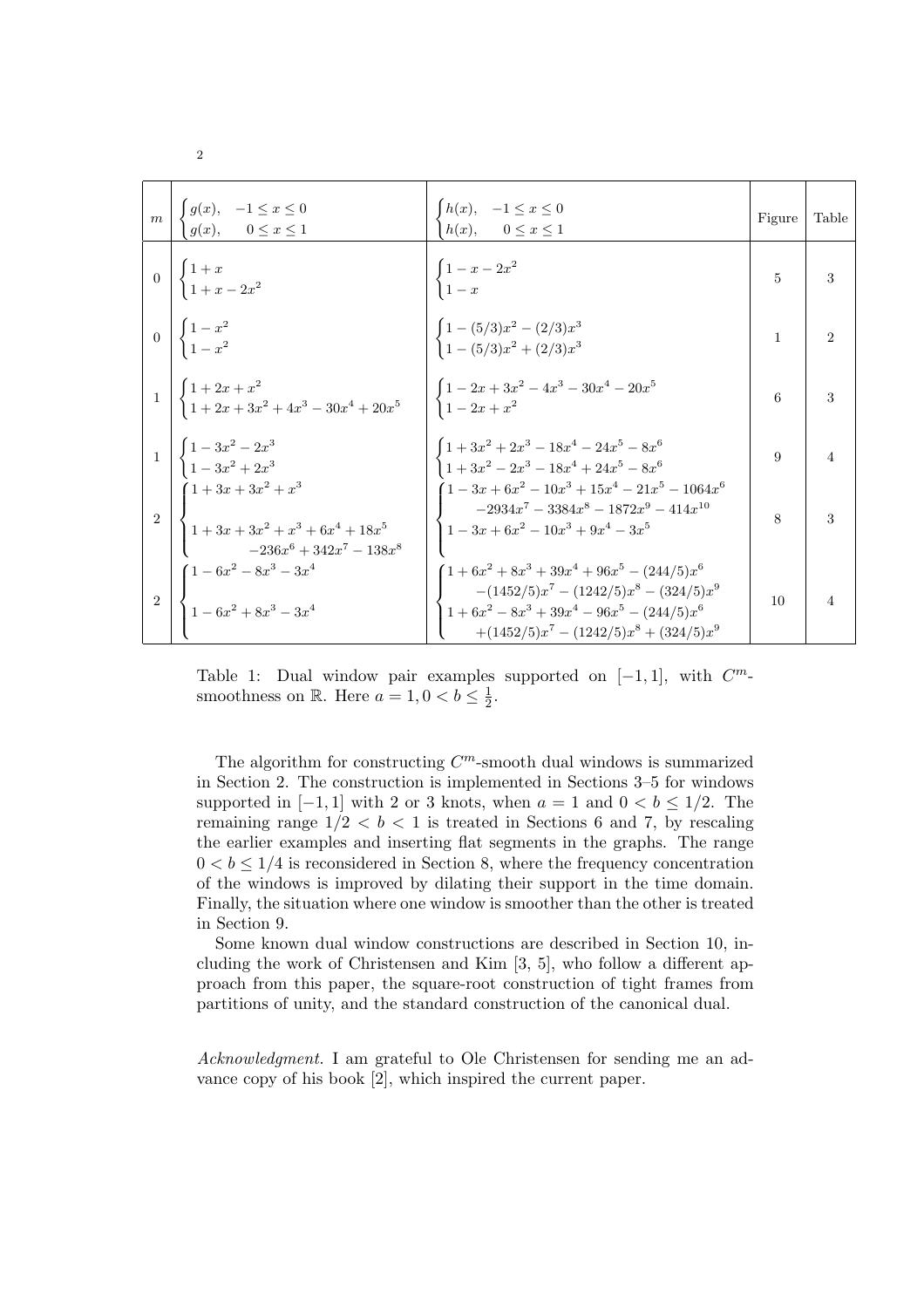| $m$ | $\begin{cases} g(x), & -1 \le x \le 0 \\ g(x), & 0 \le x \le 1 \end{cases}$ | $\begin{cases} h(x), & -1 \le x \le 0 \\ h(x), & 0 \le x \le 1 \end{cases}$ | Figure | Table |
|---|---|---|---|---|
| 0 | $\begin{cases} 1+x \\ 1+x-2x^2 \end{cases}$ | $\begin{cases} 1-x-2x^2 \\ 1-x \end{cases}$ | 5 | 3 |
| 0 | $\begin{cases} 1-x^2 \\ 1-x^2 \end{cases}$ | $\begin{cases} 1-(5/3)x^2-(2/3)x^3 \\ 1-(5/3)x^2+(2/3)x^3 \end{cases}$ | 1 | 2 |
| 1 | $\begin{cases} 1+2x+x^2 \\ 1+2x+3x^2+4x^3-30x^4+20x^5 \end{cases}$ | $\begin{cases} 1-2x+3x^2-4x^3-30x^4-20x^5 \\ 1-2x+x^2 \end{cases}$ | 6 | 3 |
| 1 | $\begin{cases} 1-3x^2-2x^3 \\ 1-3x^2+2x^3 \end{cases}$ | $\begin{cases} 1+3x^2+2x^3-18x^4-24x^5-8x^6 \\ 1+3x^2-2x^3-18x^4+24x^5-8x^6 \end{cases}$ | 9 | 4 |
| 2 | $\begin{cases} 1+3x+3x^2+x^3 \\ 1+3x+3x^2+x^3+6x^4+18x^5 \\ \quad -236x^6+342x^7-138x^8 \end{cases}$ | $\begin{cases} 1-3x+6x^2-10x^3+15x^4-21x^5-1064x^6 \\ \quad -2934x^7-3384x^8-1872x^9-414x^{10} \\ 1-3x+6x^2-10x^3+9x^4-3x^5 \end{cases}$ | 8 | 3 |
| 2 | $\begin{cases} 1-6x^2-8x^3-3x^4 \\ 1-6x^2+8x^3-3x^4 \end{cases}$ | $\begin{cases} 1+6x^2+8x^3+39x^4+96x^5-(244/5)x^6 \\ \quad -(1452/5)x^7-(1242/5)x^8-(324/5)x^9 \\ 1+6x^2-8x^3+39x^4-96x^5-(244/5)x^6 \\ \quad +(1452/5)x^7-(1242/5)x^8+(324/5)x^9 \end{cases}$ | 10 | 4 |

Table 1: Dual window pair examples supported on $[-1, 1]$, with $C^m$-smoothness on $\mathbb{R}$. Here $a = 1, 0 < b \le \frac{1}{2}$.

The algorithm for constructing $C^m$-smooth dual windows is summarized in Section 2. The construction is implemented in Sections 3–5 for windows supported in $[-1, 1]$ with 2 or 3 knots, when $a = 1$ and $0 < b \le 1/2$. The remaining range $1/2 < b < 1$ is treated in Sections 6 and 7, by rescaling the earlier examples and inserting flat segments in the graphs. The range $0 < b \le 1/4$ is reconsidered in Section 8, where the frequency concentration of the windows is improved by dilating their support in the time domain. Finally, the situation where one window is smoother than the other is treated in Section 9.

Some known dual window constructions are described in Section 10, including the work of Christensen and Kim [3, 5], who follow a different approach from this paper, the square-root construction of tight frames from partitions of unity, and the standard construction of the canonical dual.

*Acknowledgment.* I am grateful to Ole Christensen for sending me an advance copy of his book [2], which inspired the current paper.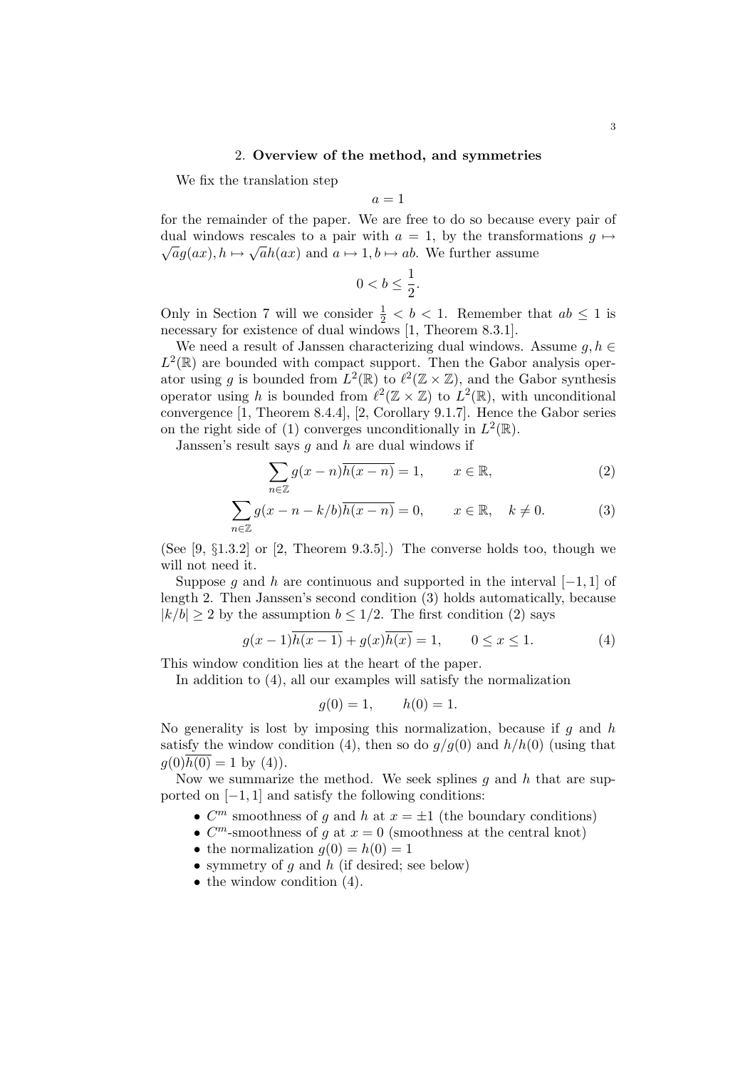## 2. Overview of the method, and symmetries

We fix the translation step

$$a = 1$$

for the remainder of the paper. We are free to do so because every pair of dual windows rescales to a pair with $a = 1$, by the transformations $g \mapsto \sqrt{a}g(ax), h \mapsto \sqrt{a}h(ax)$ and $a \mapsto 1, b \mapsto ab$. We further assume

$$0 < b \leq \frac{1}{2}.$$

Only in Section 7 will we consider $\frac{1}{2} < b < 1$. Remember that $ab \leq 1$ is necessary for existence of dual windows [1, Theorem 8.3.1].

We need a result of Janssen characterizing dual windows. Assume $g, h \in L^2(\mathbb{R})$ are bounded with compact support. Then the Gabor analysis operator using $g$ is bounded from $L^2(\mathbb{R})$ to $\ell^2(\mathbb{Z} \times \mathbb{Z})$, and the Gabor synthesis operator using $h$ is bounded from $\ell^2(\mathbb{Z} \times \mathbb{Z})$ to $L^2(\mathbb{R})$, with unconditional convergence [1, Theorem 8.4.4], [2, Corollary 9.1.7]. Hence the Gabor series on the right side of (1) converges unconditionally in $L^2(\mathbb{R})$.

Janssen's result says $g$ and $h$ are dual windows if

$$\sum_{n \in \mathbb{Z}} g(x-n)\overline{h(x-n)} = 1, \qquad x \in \mathbb{R}, \tag{2}$$

$$\sum_{n \in \mathbb{Z}} g(x-n-k/b)\overline{h(x-n)} = 0, \qquad x \in \mathbb{R}, \quad k \neq 0. \tag{3}$$

(See [9, §1.3.2] or [2, Theorem 9.3.5].) The converse holds too, though we will not need it.

Suppose $g$ and $h$ are continuous and supported in the interval $[-1, 1]$ of length 2. Then Janssen's second condition (3) holds automatically, because $|k/b| \geq 2$ by the assumption $b \leq 1/2$. The first condition (2) says

$$g(x-1)\overline{h(x-1)} + g(x)\overline{h(x)} = 1, \qquad 0 \leq x \leq 1. \tag{4}$$

This window condition lies at the heart of the paper.

In addition to (4), all our examples will satisfy the normalization

$$g(0) = 1, \qquad h(0) = 1.$$

No generality is lost by imposing this normalization, because if $g$ and $h$ satisfy the window condition (4), then so do $g/g(0)$ and $h/h(0)$ (using that $g(0)\overline{h(0)} = 1$ by (4)).

Now we summarize the method. We seek splines $g$ and $h$ that are supported on $[-1, 1]$ and satisfy the following conditions:

- $C^m$ smoothness of $g$ and $h$ at $x = \pm 1$ (the boundary conditions)
- $C^m$-smoothness of $g$ at $x = 0$ (smoothness at the central knot)
- the normalization $g(0) = h(0) = 1$
- symmetry of $g$ and $h$ (if desired; see below)
- the window condition (4).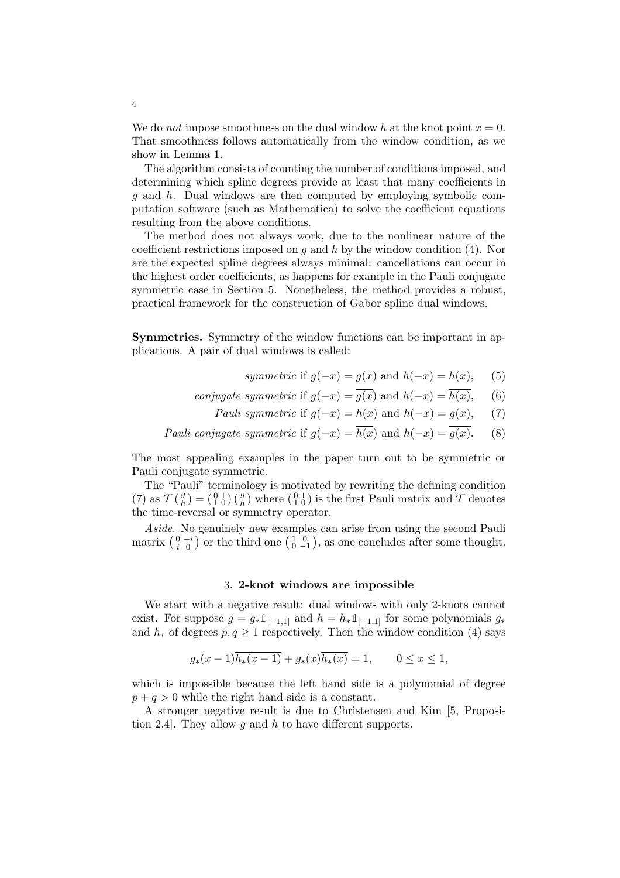We do *not* impose smoothness on the dual window $h$ at the knot point $x = 0$. That smoothness follows automatically from the window condition, as we show in Lemma 1.

The algorithm consists of counting the number of conditions imposed, and determining which spline degrees provide at least that many coefficients in $g$ and $h$. Dual windows are then computed by employing symbolic computation software (such as Mathematica) to solve the coefficient equations resulting from the above conditions.

The method does not always work, due to the nonlinear nature of the coefficient restrictions imposed on $g$ and $h$ by the window condition (4). Nor are the expected spline degrees always minimal: cancellations can occur in the highest order coefficients, as happens for example in the Pauli conjugate symmetric case in Section 5. Nonetheless, the method provides a robust, practical framework for the construction of Gabor spline dual windows.

**Symmetries.** Symmetry of the window functions can be important in applications. A pair of dual windows is called:

$$\textit{symmetric} \text{ if } g(-x) = g(x) \text{ and } h(-x) = h(x), \tag{5}$$

$$\textit{conjugate symmetric} \text{ if } g(-x) = \overline{g(x)} \text{ and } h(-x) = \overline{h(x)}, \tag{6}$$

$$\textit{Pauli symmetric} \text{ if } g(-x) = h(x) \text{ and } h(-x) = g(x), \tag{7}$$

$$\textit{Pauli conjugate symmetric} \text{ if } g(-x) = \overline{h(x)} \text{ and } h(-x) = \overline{g(x)}. \tag{8}$$

The most appealing examples in the paper turn out to be symmetric or Pauli conjugate symmetric.

The "Pauli" terminology is motivated by rewriting the defining condition (7) as $\mathcal{T}\begin{pmatrix} g \\ h \end{pmatrix} = \begin{pmatrix} 0 & 1 \\ 1 & 0 \end{pmatrix}\begin{pmatrix} g \\ h \end{pmatrix}$ where $\begin{pmatrix} 0 & 1 \\ 1 & 0 \end{pmatrix}$ is the first Pauli matrix and $\mathcal{T}$ denotes the time-reversal or symmetry operator.

*Aside.* No genuinely new examples can arise from using the second Pauli matrix $\begin{pmatrix} 0 & -i \\ i & 0 \end{pmatrix}$ or the third one $\begin{pmatrix} 1 & 0 \\ 0 & -1 \end{pmatrix}$, as one concludes after some thought.

## 3. 2-knot windows are impossible

We start with a negative result: dual windows with only 2-knots cannot exist. For suppose $g = g_* \mathbb{1}_{[-1,1]}$ and $h = h_* \mathbb{1}_{[-1,1]}$ for some polynomials $g_*$ and $h_*$ of degrees $p, q \geq 1$ respectively. Then the window condition (4) says

$$g_*(x-1)\overline{h_*(x-1)} + g_*(x)\overline{h_*(x)} = 1, \qquad 0 \leq x \leq 1,$$

which is impossible because the left hand side is a polynomial of degree $p + q > 0$ while the right hand side is a constant.

A stronger negative result is due to Christensen and Kim [5, Proposition 2.4]. They allow $g$ and $h$ to have different supports.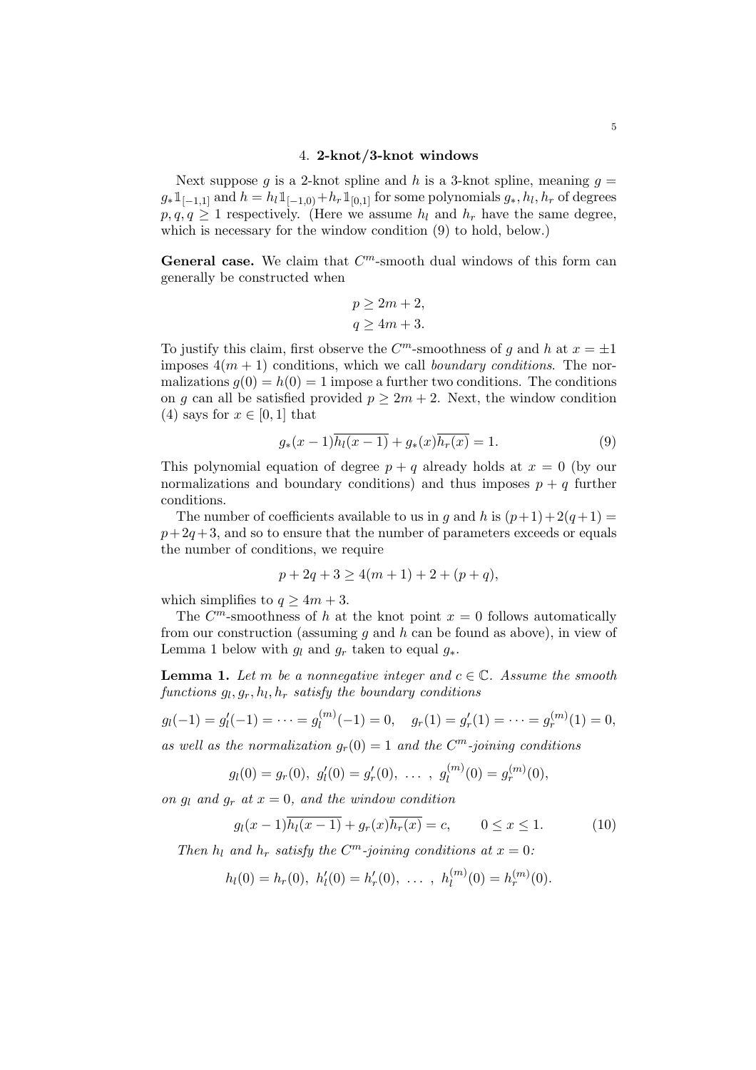## 4. 2-knot/3-knot windows

Next suppose $g$ is a 2-knot spline and $h$ is a 3-knot spline, meaning $g = g_* \mathbb{1}_{[-1,1]}$ and $h = h_l \mathbb{1}_{[-1,0)} + h_r \mathbb{1}_{[0,1]}$ for some polynomials $g_*, h_l, h_r$ of degrees $p, q, q \geq 1$ respectively. (Here we assume $h_l$ and $h_r$ have the same degree, which is necessary for the window condition (9) to hold, below.)

**General case.** We claim that $C^m$-smooth dual windows of this form can generally be constructed when

$$p \geq 2m + 2,$$
$$q \geq 4m + 3.$$

To justify this claim, first observe the $C^m$-smoothness of $g$ and $h$ at $x = \pm 1$ imposes $4(m+1)$ conditions, which we call *boundary conditions*. The normalizations $g(0) = h(0) = 1$ impose a further two conditions. The conditions on $g$ can all be satisfied provided $p \geq 2m+2$. Next, the window condition (4) says for $x \in [0,1]$ that

$$g_*(x-1)\overline{h_l(x-1)} + g_*(x)\overline{h_r(x)} = 1. \tag{9}$$

This polynomial equation of degree $p+q$ already holds at $x = 0$ (by our normalizations and boundary conditions) and thus imposes $p+q$ further conditions.

The number of coefficients available to us in $g$ and $h$ is $(p+1)+2(q+1) = p+2q+3$, and so to ensure that the number of parameters exceeds or equals the number of conditions, we require

$$p + 2q + 3 \geq 4(m+1) + 2 + (p+q),$$

which simplifies to $q \geq 4m+3$.

The $C^m$-smoothness of $h$ at the knot point $x = 0$ follows automatically from our construction (assuming $g$ and $h$ can be found as above), in view of Lemma 1 below with $g_l$ and $g_r$ taken to equal $g_*$.

**Lemma 1.** *Let $m$ be a nonnegative integer and $c \in \mathbb{C}$. Assume the smooth functions $g_l, g_r, h_l, h_r$ satisfy the boundary conditions*

$$g_l(-1) = g_l'(-1) = \cdots = g_l^{(m)}(-1) = 0, \quad g_r(1) = g_r'(1) = \cdots = g_r^{(m)}(1) = 0,$$

*as well as the normalization $g_r(0) = 1$ and the $C^m$-joining conditions*

$$g_l(0) = g_r(0),\ g_l'(0) = g_r'(0),\ \ldots\ ,\ g_l^{(m)}(0) = g_r^{(m)}(0),$$

*on $g_l$ and $g_r$ at $x = 0$, and the window condition*

$$g_l(x-1)\overline{h_l(x-1)} + g_r(x)\overline{h_r(x)} = c, \qquad 0 \leq x \leq 1. \tag{10}$$

*Then $h_l$ and $h_r$ satisfy the $C^m$-joining conditions at $x = 0$:*

$$h_l(0) = h_r(0),\ h_l'(0) = h_r'(0),\ \ldots\ ,\ h_l^{(m)}(0) = h_r^{(m)}(0).$$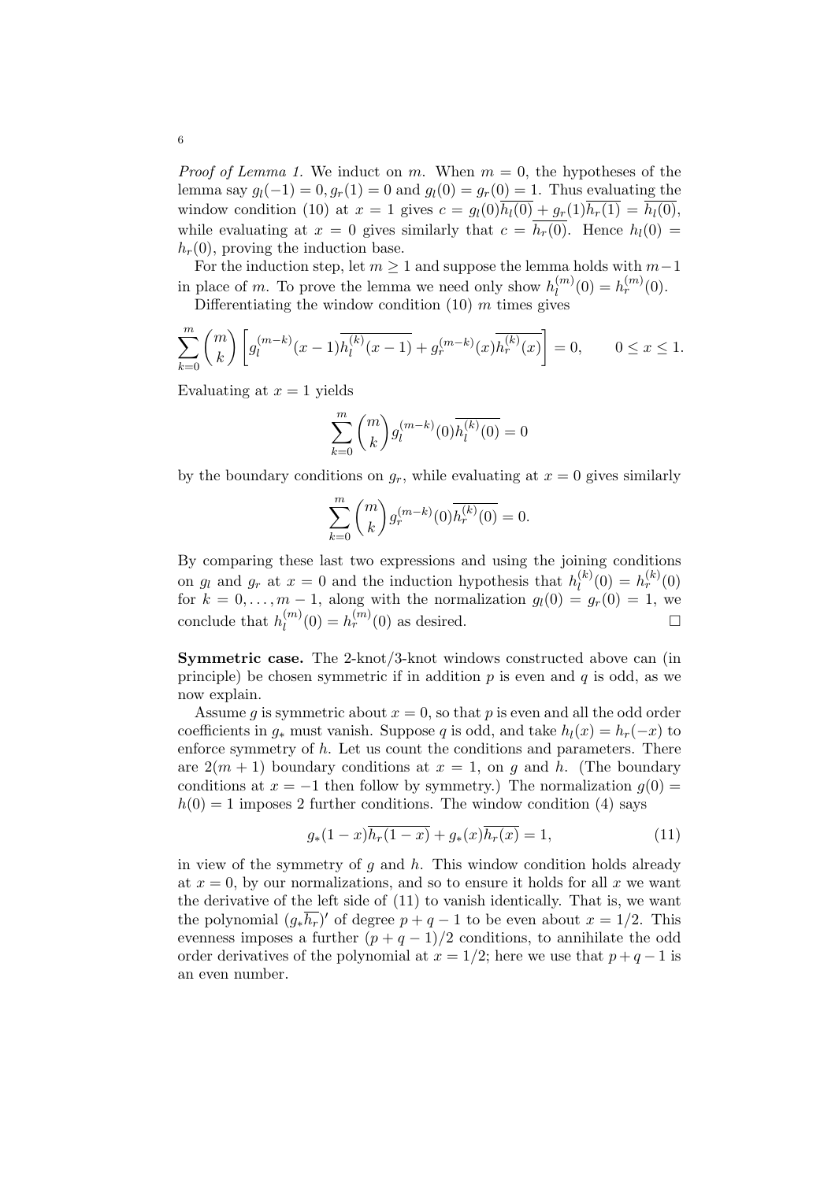*Proof of Lemma 1.* We induct on $m$. When $m = 0$, the hypotheses of the lemma say $g_l(-1) = 0, g_r(1) = 0$ and $g_l(0) = g_r(0) = 1$. Thus evaluating the window condition (10) at $x = 1$ gives $c = g_l(0)\overline{h_l(0)} + g_r(1)\overline{h_r(1)} = \overline{h_l(0)}$, while evaluating at $x = 0$ gives similarly that $c = \overline{h_r(0)}$. Hence $h_l(0) = h_r(0)$, proving the induction base.

For the induction step, let $m \geq 1$ and suppose the lemma holds with $m-1$ in place of $m$. To prove the lemma we need only show $h_l^{(m)}(0) = h_r^{(m)}(0)$.

Differentiating the window condition (10) $m$ times gives

$$\sum_{k=0}^{m} \binom{m}{k} \left[ g_l^{(m-k)}(x-1)\overline{h_l^{(k)}(x-1)} + g_r^{(m-k)}(x)\overline{h_r^{(k)}(x)} \right] = 0, \qquad 0 \leq x \leq 1.$$

Evaluating at $x = 1$ yields

$$\sum_{k=0}^{m} \binom{m}{k} g_l^{(m-k)}(0)\overline{h_l^{(k)}(0)} = 0$$

by the boundary conditions on $g_r$, while evaluating at $x = 0$ gives similarly

$$\sum_{k=0}^{m} \binom{m}{k} g_r^{(m-k)}(0)\overline{h_r^{(k)}(0)} = 0.$$

By comparing these last two expressions and using the joining conditions on $g_l$ and $g_r$ at $x = 0$ and the induction hypothesis that $h_l^{(k)}(0) = h_r^{(k)}(0)$ for $k = 0, \ldots, m-1$, along with the normalization $g_l(0) = g_r(0) = 1$, we conclude that $h_l^{(m)}(0) = h_r^{(m)}(0)$ as desired. $\square$

**Symmetric case.** The 2-knot/3-knot windows constructed above can (in principle) be chosen symmetric if in addition $p$ is even and $q$ is odd, as we now explain.

Assume $g$ is symmetric about $x = 0$, so that $p$ is even and all the odd order coefficients in $g_*$ must vanish. Suppose $q$ is odd, and take $h_l(x) = h_r(-x)$ to enforce symmetry of $h$. Let us count the conditions and parameters. There are $2(m+1)$ boundary conditions at $x = 1$, on $g$ and $h$. (The boundary conditions at $x = -1$ then follow by symmetry.) The normalization $g(0) = h(0) = 1$ imposes 2 further conditions. The window condition (4) says

$$g_*(1-x)\overline{h_r(1-x)} + g_*(x)\overline{h_r(x)} = 1, \tag{11}$$

in view of the symmetry of $g$ and $h$. This window condition holds already at $x = 0$, by our normalizations, and so to ensure it holds for all $x$ we want the derivative of the left side of (11) to vanish identically. That is, we want the polynomial $(g_*\overline{h_r})'$ of degree $p+q-1$ to be even about $x = 1/2$. This evenness imposes a further $(p+q-1)/2$ conditions, to annihilate the odd order derivatives of the polynomial at $x = 1/2$; here we use that $p+q-1$ is an even number.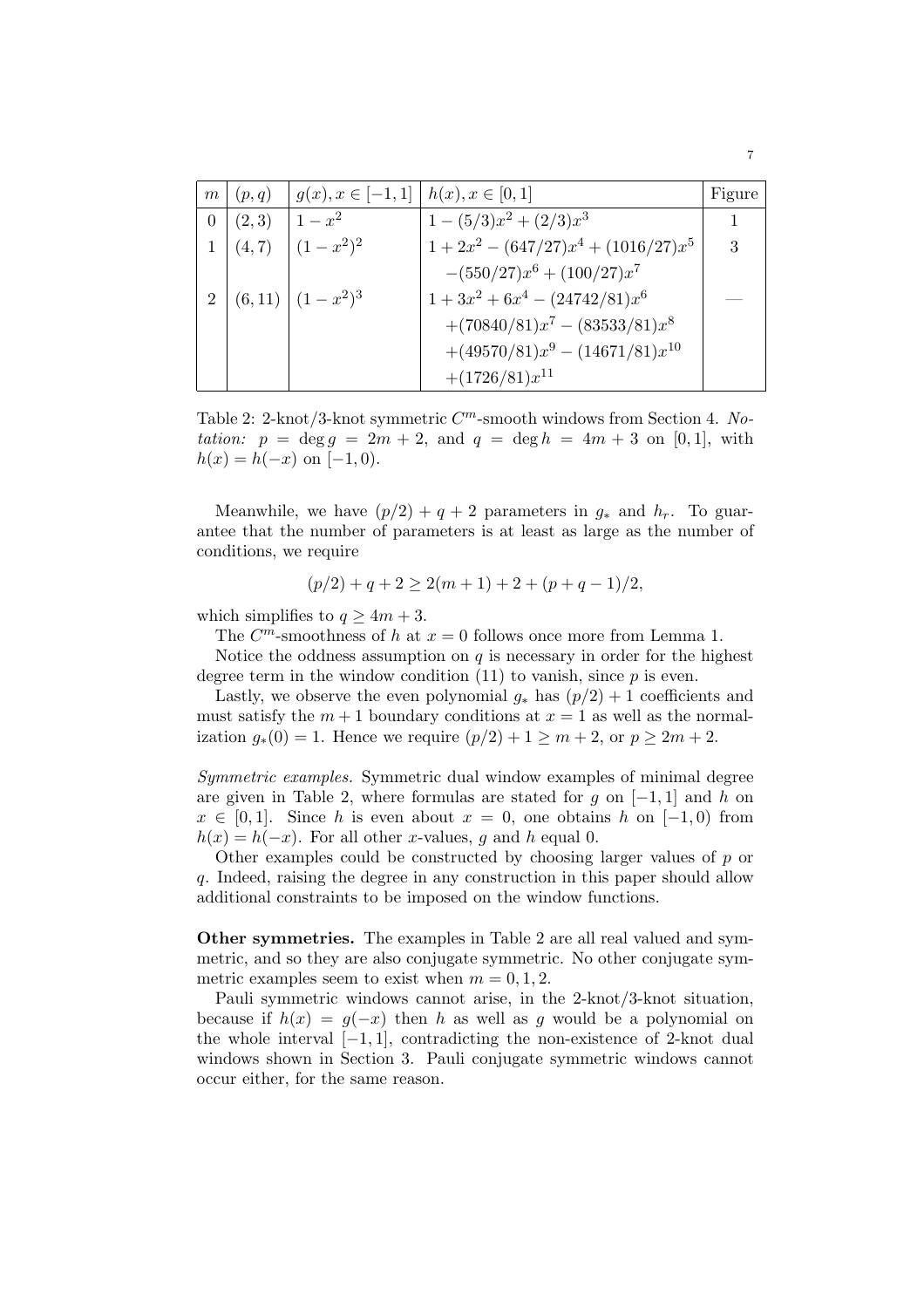| $m$ | $(p,q)$ | $g(x), x \in [-1,1]$ | $h(x), x \in [0,1]$ | Figure |
|---|---|---|---|---|
| 0 | $(2,3)$ | $1-x^2$ | $1-(5/3)x^2+(2/3)x^3$ | 1 |
| 1 | $(4,7)$ | $(1-x^2)^2$ | $1+2x^2-(647/27)x^4+(1016/27)x^5$ | 3 |
| | | | $-(550/27)x^6+(100/27)x^7$ | |
| 2 | $(6,11)$ | $(1-x^2)^3$ | $1+3x^2+6x^4-(24742/81)x^6$ | — |
| | | | $+(70840/81)x^7-(83533/81)x^8$ | |
| | | | $+(49570/81)x^9-(14671/81)x^{10}$ | |
| | | | $+(1726/81)x^{11}$ | |

Table 2: 2-knot/3-knot symmetric $C^m$-smooth windows from Section 4. *Notation:* $p = \deg g = 2m+2$, and $q = \deg h = 4m+3$ on $[0,1]$, with $h(x) = h(-x)$ on $[-1,0)$.

Meanwhile, we have $(p/2)+q+2$ parameters in $g_*$ and $h_r$. To guarantee that the number of parameters is at least as large as the number of conditions, we require

$$(p/2)+q+2 \geq 2(m+1)+2+(p+q-1)/2,$$

which simplifies to $q \geq 4m+3$.

The $C^m$-smoothness of $h$ at $x=0$ follows once more from Lemma 1.

Notice the oddness assumption on $q$ is necessary in order for the highest degree term in the window condition (11) to vanish, since $p$ is even.

Lastly, we observe the even polynomial $g_*$ has $(p/2)+1$ coefficients and must satisfy the $m+1$ boundary conditions at $x=1$ as well as the normalization $g_*(0)=1$. Hence we require $(p/2)+1 \geq m+2$, or $p \geq 2m+2$.

*Symmetric examples.* Symmetric dual window examples of minimal degree are given in Table 2, where formulas are stated for $g$ on $[-1,1]$ and $h$ on $x \in [0,1]$. Since $h$ is even about $x=0$, one obtains $h$ on $[-1,0)$ from $h(x)=h(-x)$. For all other $x$-values, $g$ and $h$ equal 0.

Other examples could be constructed by choosing larger values of $p$ or $q$. Indeed, raising the degree in any construction in this paper should allow additional constraints to be imposed on the window functions.

**Other symmetries.** The examples in Table 2 are all real valued and symmetric, and so they are also conjugate symmetric. No other conjugate symmetric examples seem to exist when $m=0,1,2$.

Pauli symmetric windows cannot arise, in the 2-knot/3-knot situation, because if $h(x)=g(-x)$ then $h$ as well as $g$ would be a polynomial on the whole interval $[-1,1]$, contradicting the non-existence of 2-knot dual windows shown in Section 3. Pauli conjugate symmetric windows cannot occur either, for the same reason.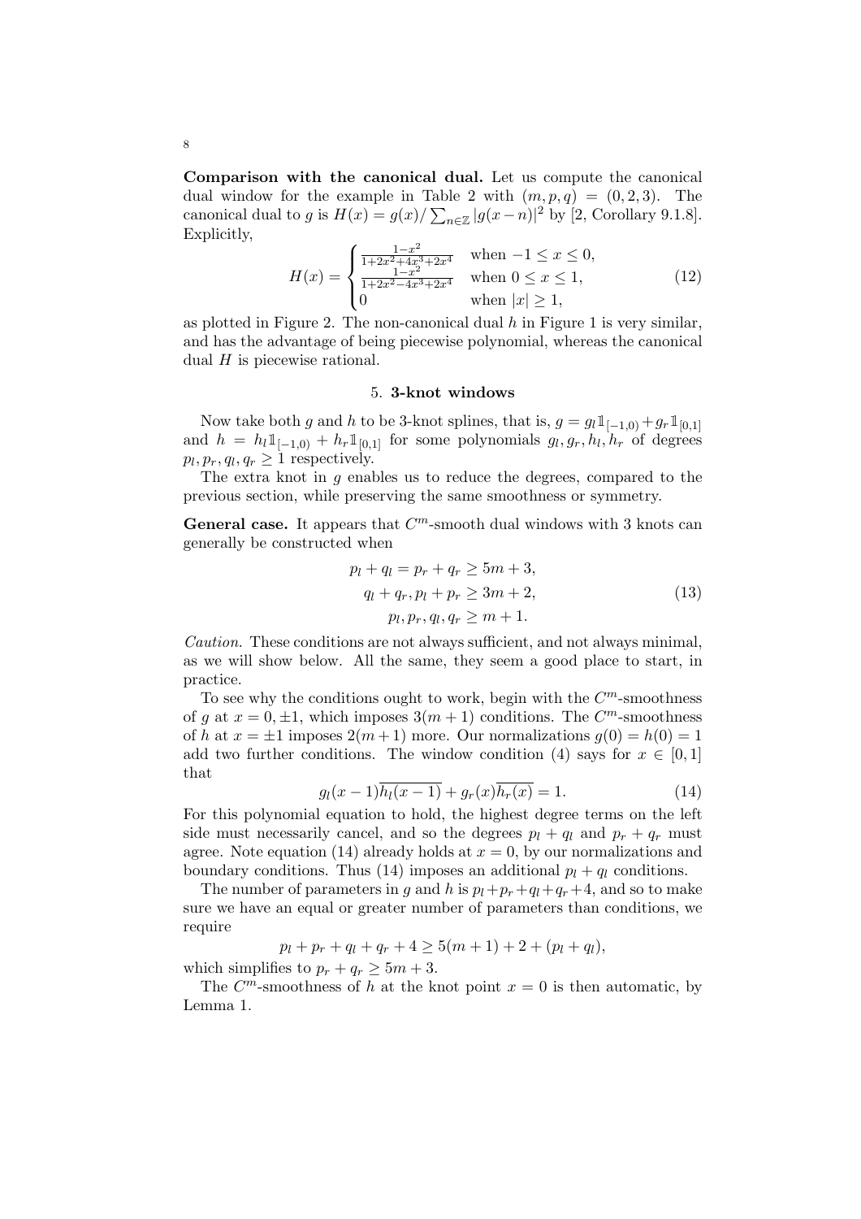**Comparison with the canonical dual.** Let us compute the canonical dual window for the example in Table 2 with $(m, p, q) = (0, 2, 3)$. The canonical dual to $g$ is $H(x) = g(x)/\sum_{n\in\mathbb{Z}} |g(x-n)|^2$ by [2, Corollary 9.1.8]. Explicitly,

$$H(x) = \begin{cases} \frac{1-x^2}{1+2x^2+4x^3+2x^4} & \text{when } -1 \le x \le 0, \\ \frac{1-x^2}{1+2x^2-4x^3+2x^4} & \text{when } 0 \le x \le 1, \\ 0 & \text{when } |x| \ge 1, \end{cases} \tag{12}$$

as plotted in Figure 2. The non-canonical dual $h$ in Figure 1 is very similar, and has the advantage of being piecewise polynomial, whereas the canonical dual $H$ is piecewise rational.

## 5. **3-knot windows**

Now take both $g$ and $h$ to be 3-knot splines, that is, $g = g_l \mathbb{1}_{[-1,0)} + g_r \mathbb{1}_{[0,1]}$ and $h = h_l \mathbb{1}_{[-1,0)} + h_r \mathbb{1}_{[0,1]}$ for some polynomials $g_l, g_r, h_l, h_r$ of degrees $p_l, p_r, q_l, q_r \ge 1$ respectively.

The extra knot in $g$ enables us to reduce the degrees, compared to the previous section, while preserving the same smoothness or symmetry.

**General case.** It appears that $C^m$-smooth dual windows with 3 knots can generally be constructed when

$$\begin{aligned} p_l + q_l = p_r + q_r &\ge 5m + 3, \\ q_l + q_r, p_l + p_r &\ge 3m + 2, \\ p_l, p_r, q_l, q_r &\ge m + 1. \end{aligned} \tag{13}$$

*Caution.* These conditions are not always sufficient, and not always minimal, as we will show below. All the same, they seem a good place to start, in practice.

To see why the conditions ought to work, begin with the $C^m$-smoothness of $g$ at $x = 0, \pm 1$, which imposes $3(m + 1)$ conditions. The $C^m$-smoothness of $h$ at $x = \pm 1$ imposes $2(m + 1)$ more. Our normalizations $g(0) = h(0) = 1$ add two further conditions. The window condition (4) says for $x \in [0, 1]$ that

$$g_l(x-1)\overline{h_l(x-1)} + g_r(x)\overline{h_r(x)} = 1. \tag{14}$$

For this polynomial equation to hold, the highest degree terms on the left side must necessarily cancel, and so the degrees $p_l + q_l$ and $p_r + q_r$ must agree. Note equation (14) already holds at $x = 0$, by our normalizations and boundary conditions. Thus (14) imposes an additional $p_l + q_l$ conditions.

The number of parameters in $g$ and $h$ is $p_l + p_r + q_l + q_r + 4$, and so to make sure we have an equal or greater number of parameters than conditions, we require

$$p_l + p_r + q_l + q_r + 4 \ge 5(m + 1) + 2 + (p_l + q_l),$$

which simplifies to $p_r + q_r \ge 5m + 3$.

The $C^m$-smoothness of $h$ at the knot point $x = 0$ is then automatic, by Lemma 1.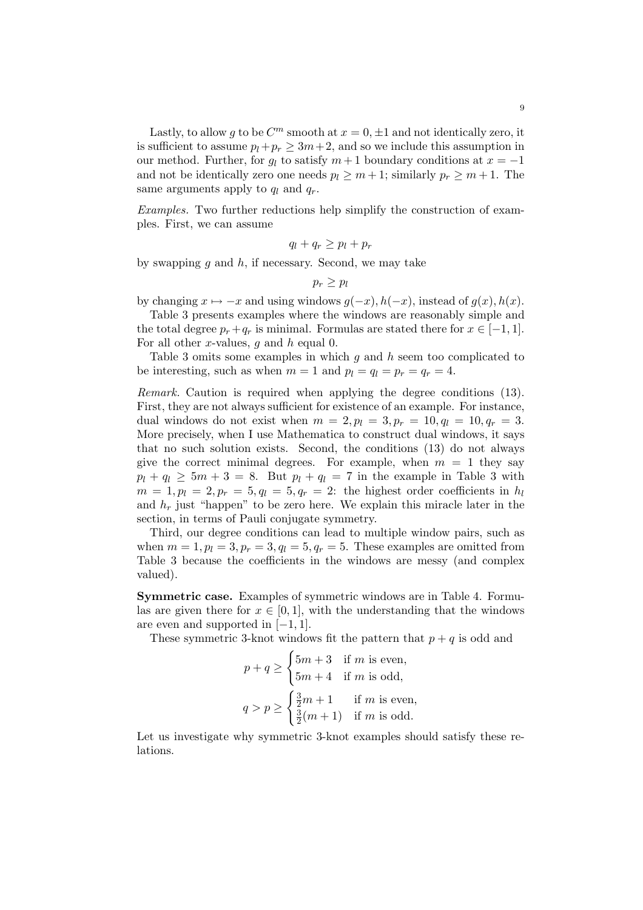Lastly, to allow $g$ to be $C^m$ smooth at $x = 0, \pm 1$ and not identically zero, it is sufficient to assume $p_l + p_r \geq 3m+2$, and so we include this assumption in our method. Further, for $g_l$ to satisfy $m+1$ boundary conditions at $x = -1$ and not be identically zero one needs $p_l \geq m+1$; similarly $p_r \geq m+1$. The same arguments apply to $q_l$ and $q_r$.

*Examples.* Two further reductions help simplify the construction of examples. First, we can assume

$$q_l + q_r \geq p_l + p_r$$

by swapping $g$ and $h$, if necessary. Second, we may take

$$p_r \geq p_l$$

by changing $x \mapsto -x$ and using windows $g(-x), h(-x)$, instead of $g(x), h(x)$.

Table 3 presents examples where the windows are reasonably simple and the total degree $p_r + q_r$ is minimal. Formulas are stated there for $x \in [-1, 1]$. For all other $x$-values, $g$ and $h$ equal 0.

Table 3 omits some examples in which $g$ and $h$ seem too complicated to be interesting, such as when $m = 1$ and $p_l = q_l = p_r = q_r = 4$.

*Remark.* Caution is required when applying the degree conditions (13). First, they are not always sufficient for existence of an example. For instance, dual windows do not exist when $m = 2, p_l = 3, p_r = 10, q_l = 10, q_r = 3$. More precisely, when I use Mathematica to construct dual windows, it says that no such solution exists. Second, the conditions (13) do not always give the correct minimal degrees. For example, when $m = 1$ they say $p_l + q_l \geq 5m + 3 = 8$. But $p_l + q_l = 7$ in the example in Table 3 with $m = 1, p_l = 2, p_r = 5, q_l = 5, q_r = 2$: the highest order coefficients in $h_l$ and $h_r$ just "happen" to be zero here. We explain this miracle later in the section, in terms of Pauli conjugate symmetry.

Third, our degree conditions can lead to multiple window pairs, such as when $m = 1, p_l = 3, p_r = 3, q_l = 5, q_r = 5$. These examples are omitted from Table 3 because the coefficients in the windows are messy (and complex valued).

**Symmetric case.** Examples of symmetric windows are in Table 4. Formulas are given there for $x \in [0, 1]$, with the understanding that the windows are even and supported in $[-1, 1]$.

These symmetric 3-knot windows fit the pattern that $p + q$ is odd and

$$p + q \geq \begin{cases} 5m+3 & \text{if } m \text{ is even,} \\ 5m+4 & \text{if } m \text{ is odd,} \end{cases}$$

$$q > p \geq \begin{cases} \frac{3}{2}m+1 & \text{if } m \text{ is even,} \\ \frac{3}{2}(m+1) & \text{if } m \text{ is odd.} \end{cases}$$

Let us investigate why symmetric 3-knot examples should satisfy these relations.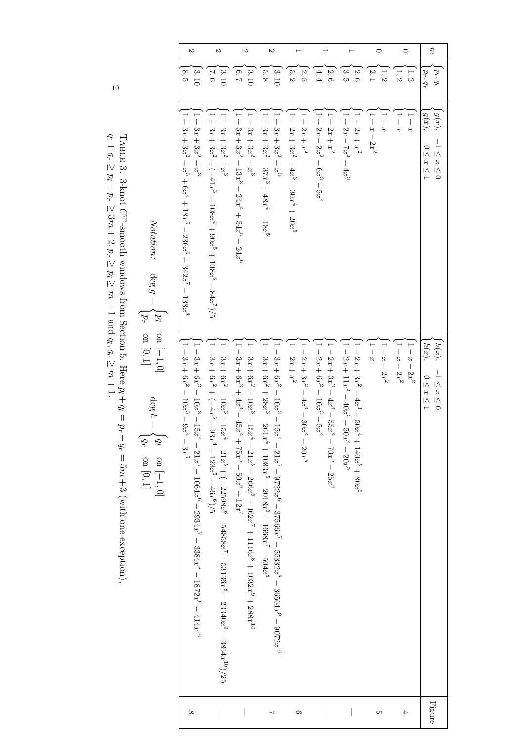| $m$ | $\begin{cases} p_l, q_l \\ p_r, q_r \end{cases}$ | $\begin{cases} g(x), & -1 \le x \le 0 \\ g(x), & 0 \le x \le 1 \end{cases}$ | $\begin{cases} h(x), & -1 \le x \le 0 \\ h(x), & 0 \le x \le 1 \end{cases}$ | Figure |
|---|---|---|---|---|
| 0 | $\begin{cases} 1,2 \\ 1,2 \end{cases}$ | $\begin{cases} 1+x \\ 1-x \end{cases}$ | $\begin{cases} 1-x-2x^2 \\ 1+x-2x^2 \end{cases}$ | 4 |
| 0 | $\begin{cases} 1,2 \\ 2,1 \end{cases}$ | $\begin{cases} 1+x \\ 1+x-2x^2 \end{cases}$ | $\begin{cases} 1-x-2x^2 \\ 1-x \end{cases}$ | 5 |
| 1 | $\begin{cases} 2,6 \\ 3,5 \end{cases}$ | $\begin{cases} 1+2x+x^2 \\ 1+2x-7x^2+4x^3 \end{cases}$ | $\begin{cases} 1-2x+3x^2-4x^3+50x^4+140x^5+80x^6 \\ 1-2x+11x^2-40x^3+50x^4-20x^5 \end{cases}$ | — |
| 1 | $\begin{cases} 2,6 \\ 4,4 \end{cases}$ | $\begin{cases} 1+2x+x^2 \\ 1+2x-2x^2-6x^3+5x^4 \end{cases}$ | $\begin{cases} 1-2x+3x^2-4x^3-55x^4-70x^5-25x^6 \\ 1-2x+6x^2-10x^3+5x^4 \end{cases}$ | — |
| 1 | $\begin{cases} 2,5 \\ 5,2 \end{cases}$ | $\begin{cases} 1+2x+x^2 \\ 1+2x+3x^2+4x^3-30x^4+20x^5 \end{cases}$ | $\begin{cases} 1-2x+3x^2-4x^3-30x^4-20x^5 \\ 1-2x+x^2 \end{cases}$ | 6 |
| 2 | $\begin{cases} 3,10 \\ 5,8 \end{cases}$ | $\begin{cases} 1+3x+3x^2+x^3 \\ 1+3x+3x^2-37x^3+48x^4-18x^5 \end{cases}$ | $\begin{cases} 1-3x+6x^2-10x^3+15x^4-21x^5-9722x^6-37566x^7-55332x^8-36504x^9-9072x^{10} \\ 1-3x+6x^2+28x^3-261x^4+1083x^5-2018x^6+1668x^7-504x^8 \end{cases}$ | 7 |
| 2 | $\begin{cases} 3,10 \\ 6,7 \end{cases}$ | $\begin{cases} 1+3x+3x^2+x^3 \\ 1+3x+3x^2-13x^3-24x^4+54x^5-24x^6 \end{cases}$ | $\begin{cases} 1-3x+6x^2-10x^3+15x^4-21x^5-266x^6+162x^7+1116x^8+1032x^9+288x^{10} \\ 1-3x+6x^2+4x^3-45x^4+75x^5-50x^6+12x^7 \end{cases}$ | — |
| 2 | $\begin{cases} 3,10 \\ 7,6 \end{cases}$ | $\begin{cases} 1+3x+3x^2+x^3 \\ 1+3x+3x^2+(-41x^3-108x^4+90x^5+108x^6-84x^7)/5 \end{cases}$ | $\begin{cases} 1-3x+6x^2-10x^3+15x^4-21x^5+(-22598x^6-54858x^7-53136x^8-23340x^9-3864x^{10})/25 \\ 1-3x+6x^2+(-4x^3-93x^4+123x^5-46x^6)/5 \end{cases}$ | — |
| 2 | $\begin{cases} 3,10 \\ 8,5 \end{cases}$ | $\begin{cases} 1+3x+3x^2+x^3 \\ 1+3x+3x^2+x^3+6x^4+18x^5-236x^6+342x^7-138x^8 \end{cases}$ | $\begin{cases} 1-3x+6x^2-10x^3+15x^4-21x^5-1064x^6-2934x^7-3384x^8-1872x^9-414x^{10} \\ 1-3x+6x^2-10x^3+9x^4-3x^5 \end{cases}$ | 8 |

*Notation:* $\deg g = \begin{cases} p_l & \text{on } [-1,0] \\ p_r & \text{on } [0,1] \end{cases}$ $\qquad \deg h = \begin{cases} q_l & \text{on } [-1,0] \\ q_r & \text{on } [0,1] \end{cases}$

TABLE 3. 3-knot $C^m$-smooth windows from Section 5. Here $p_l+q_l = p_r+q_r = 5m+3$ (with one exception), $q_l+q_r \ge p_l+p_r \ge 3m+2$, $p_r \ge p_l \ge m+1$ and $q_l, q_r \ge m+1$.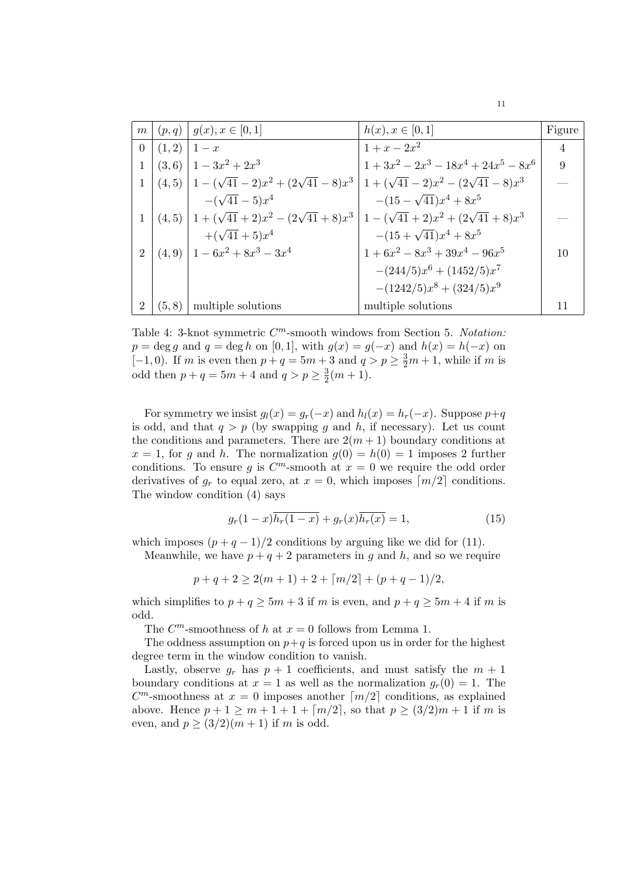| $m$ | $(p,q)$ | $g(x), x \in [0,1]$ | $h(x), x \in [0,1]$ | Figure |
|---|---|---|---|---|
| 0 | $(1,2)$ | $1-x$ | $1+x-2x^2$ | 4 |
| 1 | $(3,6)$ | $1-3x^2+2x^3$ | $1+3x^2-2x^3-18x^4+24x^5-8x^6$ | 9 |
| 1 | $(4,5)$ | $1-(\sqrt{41}-2)x^2+(2\sqrt{41}-8)x^3$ | $1+(\sqrt{41}-2)x^2-(2\sqrt{41}-8)x^3$ | — |
| | | $-(\sqrt{41}-5)x^4$ | $-(15-\sqrt{41})x^4+8x^5$ | |
| 1 | $(4,5)$ | $1+(\sqrt{41}+2)x^2-(2\sqrt{41}+8)x^3$ | $1-(\sqrt{41}+2)x^2+(2\sqrt{41}+8)x^3$ | — |
| | | $+(\sqrt{41}+5)x^4$ | $-(15+\sqrt{41})x^4+8x^5$ | |
| 2 | $(4,9)$ | $1-6x^2+8x^3-3x^4$ | $1+6x^2-8x^3+39x^4-96x^5$ | 10 |
| | | | $-(244/5)x^6+(1452/5)x^7$ | |
| | | | $-(1242/5)x^8+(324/5)x^9$ | |
| 2 | $(5,8)$ | multiple solutions | multiple solutions | 11 |

Table 4: 3-knot symmetric $C^m$-smooth windows from Section 5. *Notation:* $p = \deg g$ and $q = \deg h$ on $[0,1]$, with $g(x) = g(-x)$ and $h(x) = h(-x)$ on $[-1,0)$. If $m$ is even then $p+q = 5m+3$ and $q > p \geq \frac{3}{2}m+1$, while if $m$ is odd then $p+q = 5m+4$ and $q > p \geq \frac{3}{2}(m+1)$.

For symmetry we insist $g_l(x) = g_r(-x)$ and $h_l(x) = h_r(-x)$. Suppose $p+q$ is odd, and that $q > p$ (by swapping $g$ and $h$, if necessary). Let us count the conditions and parameters. There are $2(m+1)$ boundary conditions at $x=1$, for $g$ and $h$. The normalization $g(0) = h(0) = 1$ imposes 2 further conditions. To ensure $g$ is $C^m$-smooth at $x=0$ we require the odd order derivatives of $g_r$ to equal zero, at $x=0$, which imposes $\lceil m/2 \rceil$ conditions. The window condition (4) says

$$g_r(1-x)\overline{h_r(1-x)} + g_r(x)\overline{h_r(x)} = 1, \tag{15}$$

which imposes $(p+q-1)/2$ conditions by arguing like we did for (11).

Meanwhile, we have $p+q+2$ parameters in $g$ and $h$, and so we require

$$p+q+2 \geq 2(m+1) + 2 + \lceil m/2 \rceil + (p+q-1)/2,$$

which simplifies to $p+q \geq 5m+3$ if $m$ is even, and $p+q \geq 5m+4$ if $m$ is odd.

The $C^m$-smoothness of $h$ at $x=0$ follows from Lemma 1.

The oddness assumption on $p+q$ is forced upon us in order for the highest degree term in the window condition to vanish.

Lastly, observe $g_r$ has $p+1$ coefficients, and must satisfy the $m+1$ boundary conditions at $x=1$ as well as the normalization $g_r(0) = 1$. The $C^m$-smoothness at $x=0$ imposes another $\lceil m/2 \rceil$ conditions, as explained above. Hence $p+1 \geq m+1+1+\lceil m/2 \rceil$, so that $p \geq (3/2)m+1$ if $m$ is even, and $p \geq (3/2)(m+1)$ if $m$ is odd.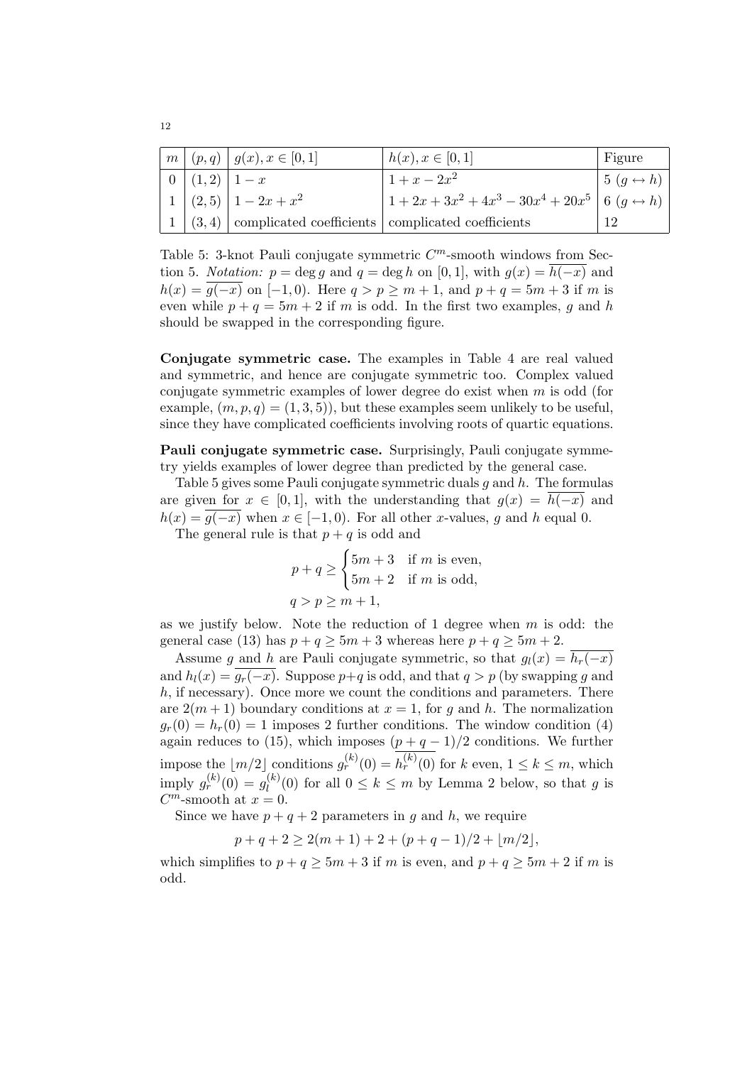| $m$ | $(p,q)$ | $g(x), x \in [0,1]$ | $h(x), x \in [0,1]$ | Figure |
|---|---|---|---|---|
| 0 | $(1,2)$ | $1-x$ | $1+x-2x^2$ | 5 $(g \leftrightarrow h)$ |
| 1 | $(2,5)$ | $1-2x+x^2$ | $1+2x+3x^2+4x^3-30x^4+20x^5$ | 6 $(g \leftrightarrow h)$ |
| 1 | $(3,4)$ | complicated coefficients | complicated coefficients | 12 |

Table 5: 3-knot Pauli conjugate symmetric $C^m$-smooth windows from Section 5. *Notation:* $p = \deg g$ and $q = \deg h$ on $[0,1]$, with $g(x) = \overline{h(-x)}$ and $h(x) = \overline{g(-x)}$ on $[-1,0)$. Here $q > p \geq m+1$, and $p+q = 5m+3$ if $m$ is even while $p+q = 5m+2$ if $m$ is odd. In the first two examples, $g$ and $h$ should be swapped in the corresponding figure.

**Conjugate symmetric case.** The examples in Table 4 are real valued and symmetric, and hence are conjugate symmetric too. Complex valued conjugate symmetric examples of lower degree do exist when $m$ is odd (for example, $(m,p,q) = (1,3,5)$), but these examples seem unlikely to be useful, since they have complicated coefficients involving roots of quartic equations.

**Pauli conjugate symmetric case.** Surprisingly, Pauli conjugate symmetry yields examples of lower degree than predicted by the general case.

Table 5 gives some Pauli conjugate symmetric duals $g$ and $h$. The formulas are given for $x \in [0,1]$, with the understanding that $g(x) = \overline{h(-x)}$ and $h(x) = \overline{g(-x)}$ when $x \in [-1,0)$. For all other $x$-values, $g$ and $h$ equal 0.

The general rule is that $p+q$ is odd and

$$
p+q \geq \begin{cases} 5m+3 & \text{if } m \text{ is even,} \\ 5m+2 & \text{if } m \text{ is odd,} \end{cases}
$$
$$
q > p \geq m+1,
$$

as we justify below. Note the reduction of 1 degree when $m$ is odd: the general case (13) has $p+q \geq 5m+3$ whereas here $p+q \geq 5m+2$.

Assume $g$ and $h$ are Pauli conjugate symmetric, so that $g_l(x) = \overline{h_r(-x)}$ and $h_l(x) = \overline{g_r(-x)}$. Suppose $p+q$ is odd, and that $q > p$ (by swapping $g$ and $h$, if necessary). Once more we count the conditions and parameters. There are $2(m+1)$ boundary conditions at $x=1$, for $g$ and $h$. The normalization $g_r(0) = h_r(0) = 1$ imposes 2 further conditions. The window condition (4) again reduces to (15), which imposes $(p+q-1)/2$ conditions. We further impose the $\lfloor m/2 \rfloor$ conditions $g_r^{(k)}(0) = \overline{h_r^{(k)}(0)}$ for $k$ even, $1 \leq k \leq m$, which imply $g_r^{(k)}(0) = g_l^{(k)}(0)$ for all $0 \leq k \leq m$ by Lemma 2 below, so that $g$ is $C^m$-smooth at $x=0$.

Since we have $p+q+2$ parameters in $g$ and $h$, we require

$$
p+q+2 \geq 2(m+1) + 2 + (p+q-1)/2 + \lfloor m/2 \rfloor,
$$

which simplifies to $p+q \geq 5m+3$ if $m$ is even, and $p+q \geq 5m+2$ if $m$ is odd.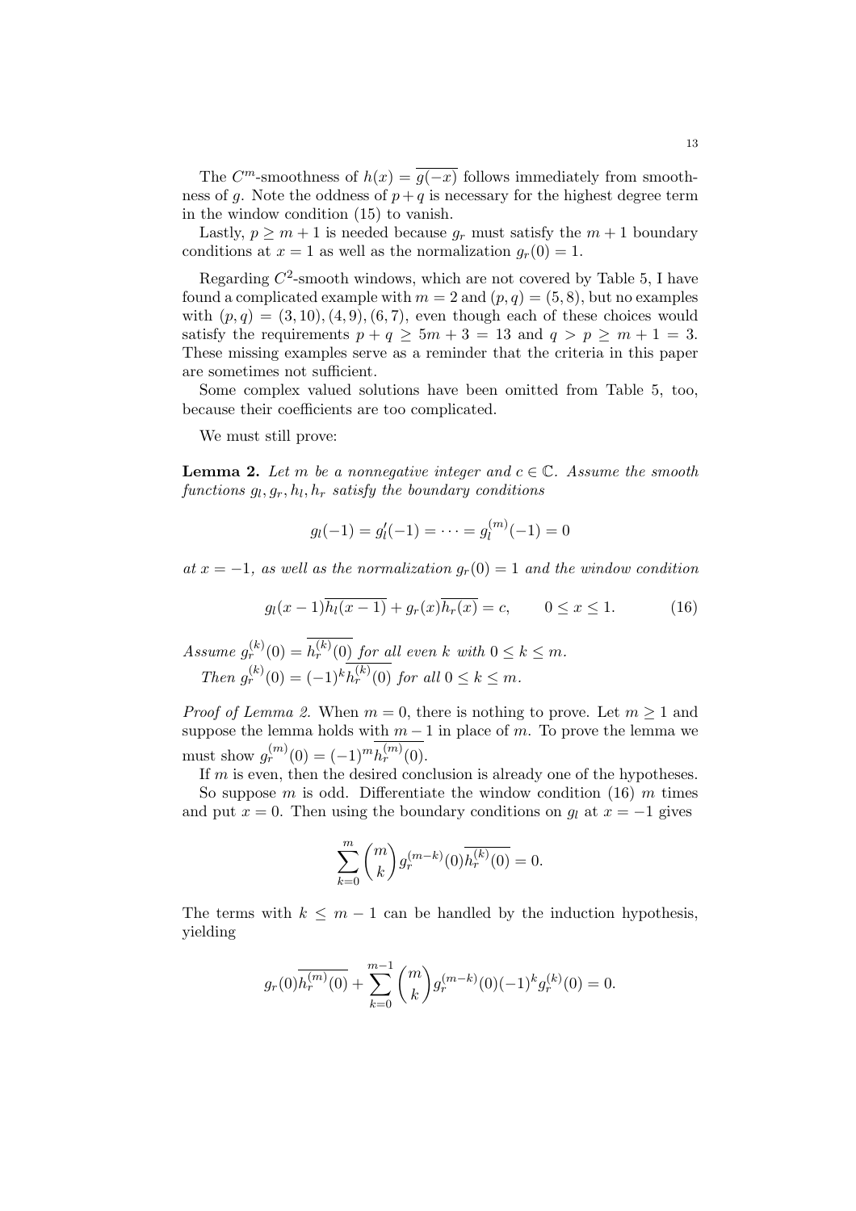The $C^m$-smoothness of $h(x) = \overline{g(-x)}$ follows immediately from smoothness of $g$. Note the oddness of $p+q$ is necessary for the highest degree term in the window condition (15) to vanish.

Lastly, $p \geq m+1$ is needed because $g_r$ must satisfy the $m+1$ boundary conditions at $x = 1$ as well as the normalization $g_r(0) = 1$.

Regarding $C^2$-smooth windows, which are not covered by Table 5, I have found a complicated example with $m = 2$ and $(p,q) = (5,8)$, but no examples with $(p,q) = (3,10), (4,9), (6,7)$, even though each of these choices would satisfy the requirements $p+q \geq 5m+3 = 13$ and $q > p \geq m+1 = 3$. These missing examples serve as a reminder that the criteria in this paper are sometimes not sufficient.

Some complex valued solutions have been omitted from Table 5, too, because their coefficients are too complicated.

We must still prove:

**Lemma 2.** *Let $m$ be a nonnegative integer and $c \in \mathbb{C}$. Assume the smooth functions $g_l, g_r, h_l, h_r$ satisfy the boundary conditions*

$$g_l(-1) = g_l'(-1) = \cdots = g_l^{(m)}(-1) = 0$$

*at $x = -1$, as well as the normalization $g_r(0) = 1$ and the window condition*

$$g_l(x-1)\overline{h_l(x-1)} + g_r(x)\overline{h_r(x)} = c, \qquad 0 \leq x \leq 1. \tag{16}$$

*Assume $g_r^{(k)}(0) = \overline{h_r^{(k)}(0)}$ for all even $k$ with $0 \leq k \leq m$.*

*Then $g_r^{(k)}(0) = (-1)^k \overline{h_r^{(k)}(0)}$ for all $0 \leq k \leq m$.*

*Proof of Lemma 2.* When $m = 0$, there is nothing to prove. Let $m \geq 1$ and suppose the lemma holds with $m-1$ in place of $m$. To prove the lemma we must show $g_r^{(m)}(0) = (-1)^m \overline{h_r^{(m)}(0)}$.

If $m$ is even, then the desired conclusion is already one of the hypotheses.

So suppose $m$ is odd. Differentiate the window condition (16) $m$ times and put $x = 0$. Then using the boundary conditions on $g_l$ at $x = -1$ gives

$$\sum_{k=0}^{m} \binom{m}{k} g_r^{(m-k)}(0)\overline{h_r^{(k)}(0)} = 0.$$

The terms with $k \leq m-1$ can be handled by the induction hypothesis, yielding

$$g_r(0)\overline{h_r^{(m)}(0)} + \sum_{k=0}^{m-1} \binom{m}{k} g_r^{(m-k)}(0)(-1)^k g_r^{(k)}(0) = 0.$$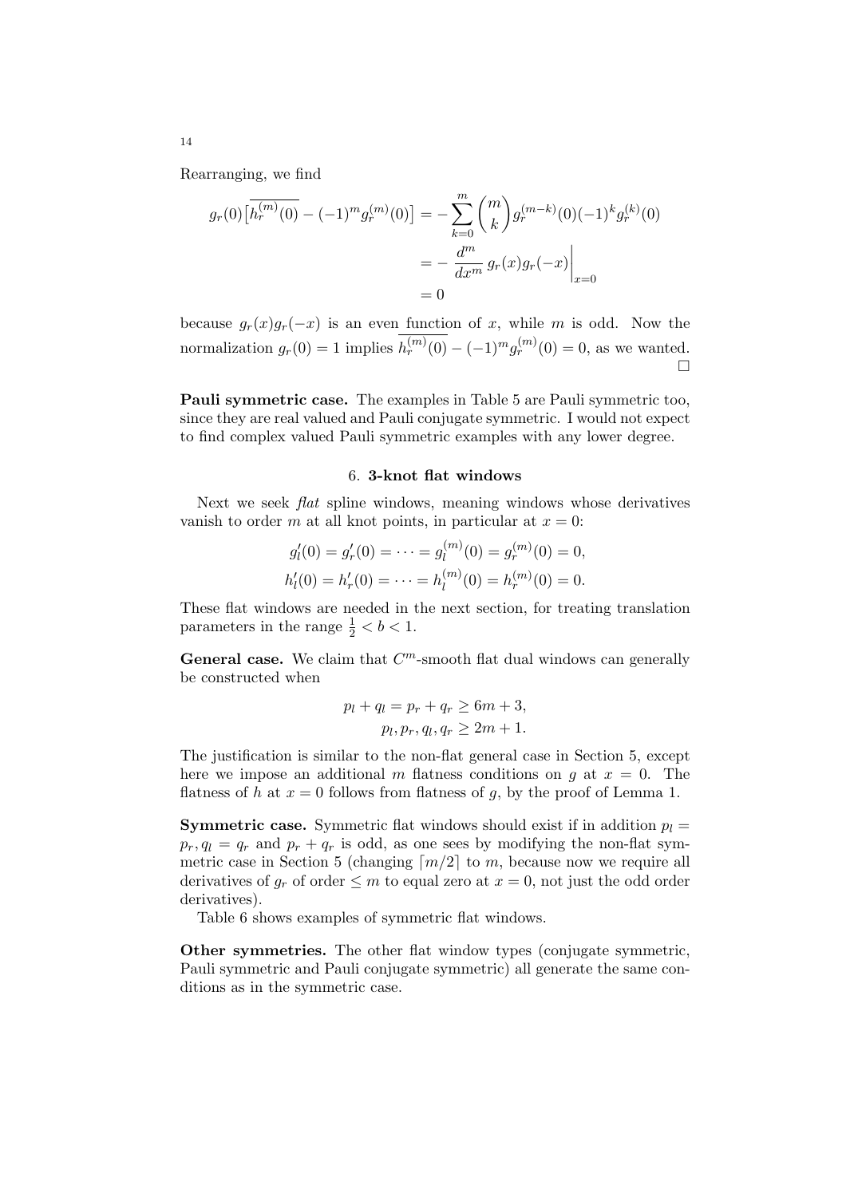Rearranging, we find

$$
\begin{aligned}
g_r(0)\big[\overline{h_r^{(m)}(0)} - (-1)^m g_r^{(m)}(0)\big] &= -\sum_{k=0}^{m} \binom{m}{k} g_r^{(m-k)}(0)(-1)^k g_r^{(k)}(0) \\
&= -\left.\frac{d^m}{dx^m}\, g_r(x) g_r(-x)\right|_{x=0} \\
&= 0
\end{aligned}
$$

because $g_r(x)g_r(-x)$ is an even function of $x$, while $m$ is odd. Now the normalization $g_r(0) = 1$ implies $\overline{h_r^{(m)}(0)} - (-1)^m g_r^{(m)}(0) = 0$, as we wanted. □

**Pauli symmetric case.** The examples in Table 5 are Pauli symmetric too, since they are real valued and Pauli conjugate symmetric. I would not expect to find complex valued Pauli symmetric examples with any lower degree.

## 6. 3-knot flat windows

Next we seek *flat* spline windows, meaning windows whose derivatives vanish to order $m$ at all knot points, in particular at $x = 0$:

$$
g_l'(0) = g_r'(0) = \cdots = g_l^{(m)}(0) = g_r^{(m)}(0) = 0,
$$

$$
h_l'(0) = h_r'(0) = \cdots = h_l^{(m)}(0) = h_r^{(m)}(0) = 0.
$$

These flat windows are needed in the next section, for treating translation parameters in the range $\frac{1}{2} < b < 1$.

**General case.** We claim that $C^m$-smooth flat dual windows can generally be constructed when

$$
p_l + q_l = p_r + q_r \geq 6m + 3,
$$

$$
p_l, p_r, q_l, q_r \geq 2m + 1.
$$

The justification is similar to the non-flat general case in Section 5, except here we impose an additional $m$ flatness conditions on $g$ at $x = 0$. The flatness of $h$ at $x = 0$ follows from flatness of $g$, by the proof of Lemma 1.

**Symmetric case.** Symmetric flat windows should exist if in addition $p_l = p_r, q_l = q_r$ and $p_r + q_r$ is odd, as one sees by modifying the non-flat symmetric case in Section 5 (changing $\lceil m/2 \rceil$ to $m$, because now we require all derivatives of $g_r$ of order $\leq m$ to equal zero at $x = 0$, not just the odd order derivatives).

Table 6 shows examples of symmetric flat windows.

**Other symmetries.** The other flat window types (conjugate symmetric, Pauli symmetric and Pauli conjugate symmetric) all generate the same conditions as in the symmetric case.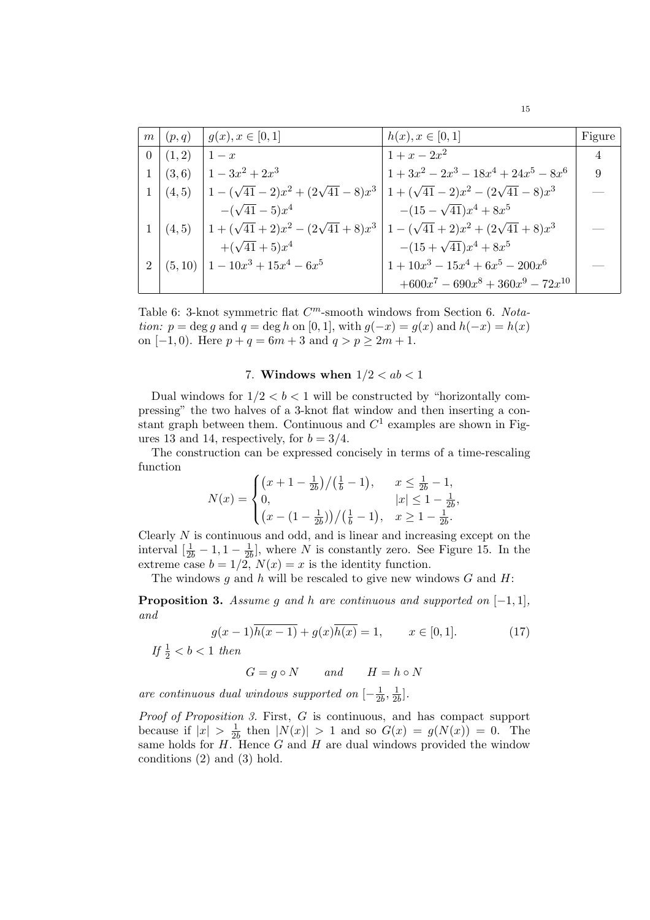| $m$ | $(p,q)$ | $g(x), x \in [0,1]$ | $h(x), x \in [0,1]$ | Figure |
|---|---|---|---|---|
| 0 | $(1,2)$ | $1-x$ | $1+x-2x^2$ | 4 |
| 1 | $(3,6)$ | $1-3x^2+2x^3$ | $1+3x^2-2x^3-18x^4+24x^5-8x^6$ | 9 |
| 1 | $(4,5)$ | $1-(\sqrt{41}-2)x^2+(2\sqrt{41}-8)x^3$ $-(\sqrt{41}-5)x^4$ | $1+(\sqrt{41}-2)x^2-(2\sqrt{41}-8)x^3$ $-(15-\sqrt{41})x^4+8x^5$ | — |
| 1 | $(4,5)$ | $1+(\sqrt{41}+2)x^2-(2\sqrt{41}+8)x^3$ $+(\sqrt{41}+5)x^4$ | $1-(\sqrt{41}+2)x^2+(2\sqrt{41}+8)x^3$ $-(15+\sqrt{41})x^4+8x^5$ | — |
| 2 | $(5,10)$ | $1-10x^3+15x^4-6x^5$ | $1+10x^3-15x^4+6x^5-200x^6$ $+600x^7-690x^8+360x^9-72x^{10}$ | — |

Table 6: 3-knot symmetric flat $C^m$-smooth windows from Section 6. *Notation:* $p = \deg g$ and $q = \deg h$ on $[0,1]$, with $g(-x) = g(x)$ and $h(-x) = h(x)$ on $[-1,0)$. Here $p+q = 6m+3$ and $q > p \geq 2m+1$.

## 7. Windows when $1/2 < ab < 1$

Dual windows for $1/2 < b < 1$ will be constructed by "horizontally compressing" the two halves of a 3-knot flat window and then inserting a constant graph between them. Continuous and $C^1$ examples are shown in Figures 13 and 14, respectively, for $b = 3/4$.

The construction can be expressed concisely in terms of a time-rescaling function

$$N(x) = \begin{cases} \big(x+1-\frac{1}{2b}\big)/\big(\frac{1}{b}-1\big), & x \leq \frac{1}{2b}-1, \\ 0, & |x| \leq 1-\frac{1}{2b}, \\ \big(x-(1-\frac{1}{2b})\big)/\big(\frac{1}{b}-1\big), & x \geq 1-\frac{1}{2b}. \end{cases}$$

Clearly $N$ is continuous and odd, and is linear and increasing except on the interval $[\frac{1}{2b}-1, 1-\frac{1}{2b}]$, where $N$ is constantly zero. See Figure 15. In the extreme case $b = 1/2$, $N(x) = x$ is the identity function.

The windows $g$ and $h$ will be rescaled to give new windows $G$ and $H$:

**Proposition 3.** *Assume $g$ and $h$ are continuous and supported on $[-1,1]$, and*

$$g(x-1)\overline{h(x-1)} + g(x)\overline{h(x)} = 1, \qquad x \in [0,1]. \tag{17}$$

*If $\frac{1}{2} < b < 1$ then*

$$G = g \circ N \qquad \textit{and} \qquad H = h \circ N$$

*are continuous dual windows supported on $[-\frac{1}{2b}, \frac{1}{2b}]$.*

*Proof of Proposition 3.* First, $G$ is continuous, and has compact support because if $|x| > \frac{1}{2b}$ then $|N(x)| > 1$ and so $G(x) = g(N(x)) = 0$. The same holds for $H$. Hence $G$ and $H$ are dual windows provided the window conditions (2) and (3) hold.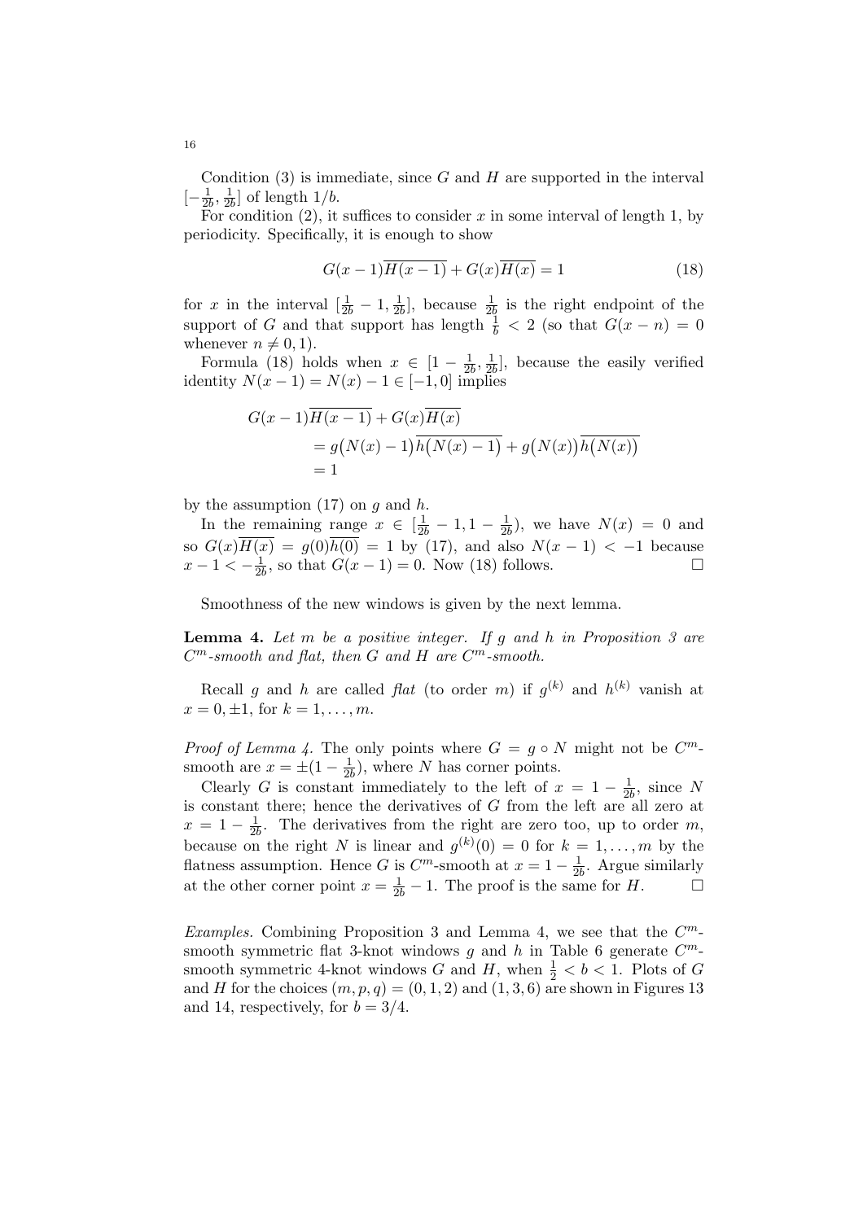Condition (3) is immediate, since $G$ and $H$ are supported in the interval $[-\frac{1}{2b}, \frac{1}{2b}]$ of length $1/b$.

For condition (2), it suffices to consider $x$ in some interval of length 1, by periodicity. Specifically, it is enough to show

$$G(x-1)\overline{H(x-1)} + G(x)\overline{H(x)} = 1 \tag{18}$$

for $x$ in the interval $[\frac{1}{2b} - 1, \frac{1}{2b}]$, because $\frac{1}{2b}$ is the right endpoint of the support of $G$ and that support has length $\frac{1}{b} < 2$ (so that $G(x-n) = 0$ whenever $n \neq 0, 1$).

Formula (18) holds when $x \in [1 - \frac{1}{2b}, \frac{1}{2b}]$, because the easily verified identity $N(x-1) = N(x) - 1 \in [-1, 0]$ implies

$$\begin{aligned}
&G(x-1)\overline{H(x-1)} + G(x)\overline{H(x)} \\
&= g\big(N(x)-1\big)\overline{h\big(N(x)-1\big)} + g\big(N(x)\big)\overline{h\big(N(x)\big)} \\
&= 1
\end{aligned}$$

by the assumption (17) on $g$ and $h$.

In the remaining range $x \in [\frac{1}{2b} - 1, 1 - \frac{1}{2b})$, we have $N(x) = 0$ and so $G(x)\overline{H(x)} = g(0)\overline{h(0)} = 1$ by (17), and also $N(x-1) < -1$ because $x - 1 < -\frac{1}{2b}$, so that $G(x-1) = 0$. Now (18) follows. $\square$

Smoothness of the new windows is given by the next lemma.

**Lemma 4.** *Let $m$ be a positive integer. If $g$ and $h$ in Proposition 3 are $C^m$-smooth and flat, then $G$ and $H$ are $C^m$-smooth.*

Recall $g$ and $h$ are called *flat* (to order $m$) if $g^{(k)}$ and $h^{(k)}$ vanish at $x = 0, \pm 1$, for $k = 1, \ldots, m$.

*Proof of Lemma 4.* The only points where $G = g \circ N$ might not be $C^m$-smooth are $x = \pm(1 - \frac{1}{2b})$, where $N$ has corner points.

Clearly $G$ is constant immediately to the left of $x = 1 - \frac{1}{2b}$, since $N$ is constant there; hence the derivatives of $G$ from the left are all zero at $x = 1 - \frac{1}{2b}$. The derivatives from the right are zero too, up to order $m$, because on the right $N$ is linear and $g^{(k)}(0) = 0$ for $k = 1, \ldots, m$ by the flatness assumption. Hence $G$ is $C^m$-smooth at $x = 1 - \frac{1}{2b}$. Argue similarly at the other corner point $x = \frac{1}{2b} - 1$. The proof is the same for $H$. $\square$

*Examples.* Combining Proposition 3 and Lemma 4, we see that the $C^m$-smooth symmetric flat 3-knot windows $g$ and $h$ in Table 6 generate $C^m$-smooth symmetric 4-knot windows $G$ and $H$, when $\frac{1}{2} < b < 1$. Plots of $G$ and $H$ for the choices $(m, p, q) = (0, 1, 2)$ and $(1, 3, 6)$ are shown in Figures 13 and 14, respectively, for $b = 3/4$.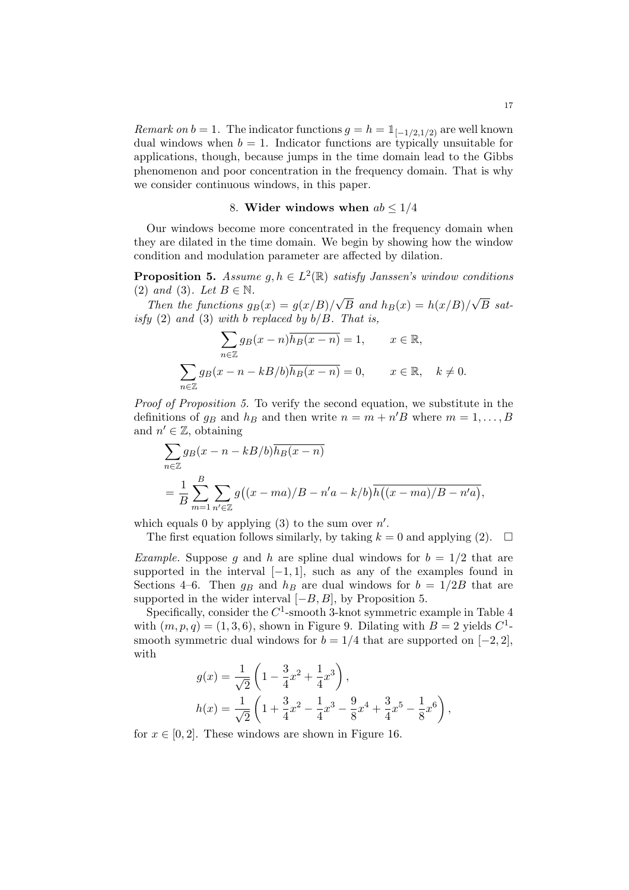*Remark on $b = 1$.* The indicator functions $g = h = \mathbb{1}_{[-1/2,1/2)}$ are well known dual windows when $b = 1$. Indicator functions are typically unsuitable for applications, though, because jumps in the time domain lead to the Gibbs phenomenon and poor concentration in the frequency domain. That is why we consider continuous windows, in this paper.

## 8. Wider windows when $ab \le 1/4$

Our windows become more concentrated in the frequency domain when they are dilated in the time domain. We begin by showing how the window condition and modulation parameter are affected by dilation.

**Proposition 5.** *Assume $g, h \in L^2(\mathbb{R})$ satisfy Janssen's window conditions (2) and (3). Let $B \in \mathbb{N}$.*

*Then the functions $g_B(x) = g(x/B)/\sqrt{B}$ and $h_B(x) = h(x/B)/\sqrt{B}$ satisfy (2) and (3) with $b$ replaced by $b/B$. That is,*

$$\sum_{n\in\mathbb{Z}} g_B(x-n)\overline{h_B(x-n)} = 1, \qquad x \in \mathbb{R},$$

$$\sum_{n\in\mathbb{Z}} g_B(x-n-kB/b)\overline{h_B(x-n)} = 0, \qquad x \in \mathbb{R}, \quad k \neq 0.$$

*Proof of Proposition 5.* To verify the second equation, we substitute in the definitions of $g_B$ and $h_B$ and then write $n = m + n'B$ where $m = 1, \ldots, B$ and $n' \in \mathbb{Z}$, obtaining

$$\begin{aligned}
&\sum_{n\in\mathbb{Z}} g_B(x-n-kB/b)\overline{h_B(x-n)} \\
&= \frac{1}{B}\sum_{m=1}^{B}\sum_{n'\in\mathbb{Z}} g\big((x-ma)/B - n'a - k/b\big)\overline{h\big((x-ma)/B - n'a\big)},
\end{aligned}$$

which equals 0 by applying (3) to the sum over $n'$.

The first equation follows similarly, by taking $k = 0$ and applying (2). $\square$

*Example.* Suppose $g$ and $h$ are spline dual windows for $b = 1/2$ that are supported in the interval $[-1, 1]$, such as any of the examples found in Sections 4–6. Then $g_B$ and $h_B$ are dual windows for $b = 1/2B$ that are supported in the wider interval $[-B, B]$, by Proposition 5.

Specifically, consider the $C^1$-smooth 3-knot symmetric example in Table 4 with $(m, p, q) = (1, 3, 6)$, shown in Figure 9. Dilating with $B = 2$ yields $C^1$-smooth symmetric dual windows for $b = 1/4$ that are supported on $[-2, 2]$, with

$$\begin{aligned}
g(x) &= \frac{1}{\sqrt{2}}\left(1 - \frac{3}{4}x^2 + \frac{1}{4}x^3\right), \\
h(x) &= \frac{1}{\sqrt{2}}\left(1 + \frac{3}{4}x^2 - \frac{1}{4}x^3 - \frac{9}{8}x^4 + \frac{3}{4}x^5 - \frac{1}{8}x^6\right),
\end{aligned}$$

for $x \in [0, 2]$. These windows are shown in Figure 16.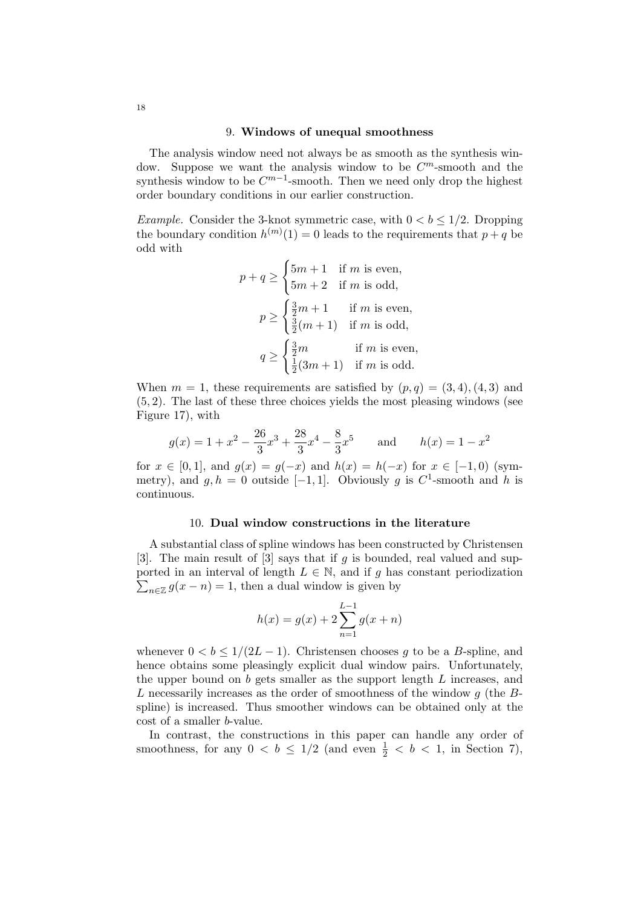## 9. **Windows of unequal smoothness**

The analysis window need not always be as smooth as the synthesis window. Suppose we want the analysis window to be $C^m$-smooth and the synthesis window to be $C^{m-1}$-smooth. Then we need only drop the highest order boundary conditions in our earlier construction.

*Example.* Consider the 3-knot symmetric case, with $0 < b \le 1/2$. Dropping the boundary condition $h^{(m)}(1) = 0$ leads to the requirements that $p + q$ be odd with

$$p + q \ge \begin{cases} 5m + 1 & \text{if } m \text{ is even,} \\ 5m + 2 & \text{if } m \text{ is odd,} \end{cases}$$

$$p \ge \begin{cases} \frac{3}{2}m + 1 & \text{if } m \text{ is even,} \\ \frac{3}{2}(m + 1) & \text{if } m \text{ is odd,} \end{cases}$$

$$q \ge \begin{cases} \frac{3}{2}m & \text{if } m \text{ is even,} \\ \frac{1}{2}(3m + 1) & \text{if } m \text{ is odd.} \end{cases}$$

When $m = 1$, these requirements are satisfied by $(p, q) = (3, 4), (4, 3)$ and $(5, 2)$. The last of these three choices yields the most pleasing windows (see Figure 17), with

$$g(x) = 1 + x^2 - \frac{26}{3}x^3 + \frac{28}{3}x^4 - \frac{8}{3}x^5 \qquad \text{and} \qquad h(x) = 1 - x^2$$

for $x \in [0, 1]$, and $g(x) = g(-x)$ and $h(x) = h(-x)$ for $x \in [-1, 0)$ (symmetry), and $g, h = 0$ outside $[-1, 1]$. Obviously $g$ is $C^1$-smooth and $h$ is continuous.

## 10. **Dual window constructions in the literature**

A substantial class of spline windows has been constructed by Christensen [3]. The main result of [3] says that if $g$ is bounded, real valued and supported in an interval of length $L \in \mathbb{N}$, and if $g$ has constant periodization $\sum_{n \in \mathbb{Z}} g(x - n) = 1$, then a dual window is given by

$$h(x) = g(x) + 2 \sum_{n=1}^{L-1} g(x + n)$$

whenever $0 < b \le 1/(2L - 1)$. Christensen chooses $g$ to be a $B$-spline, and hence obtains some pleasingly explicit dual window pairs. Unfortunately, the upper bound on $b$ gets smaller as the support length $L$ increases, and $L$ necessarily increases as the order of smoothness of the window $g$ (the $B$-spline) is increased. Thus smoother windows can be obtained only at the cost of a smaller $b$-value.

In contrast, the constructions in this paper can handle any order of smoothness, for any $0 < b \le 1/2$ (and even $\frac{1}{2} < b < 1$, in Section 7),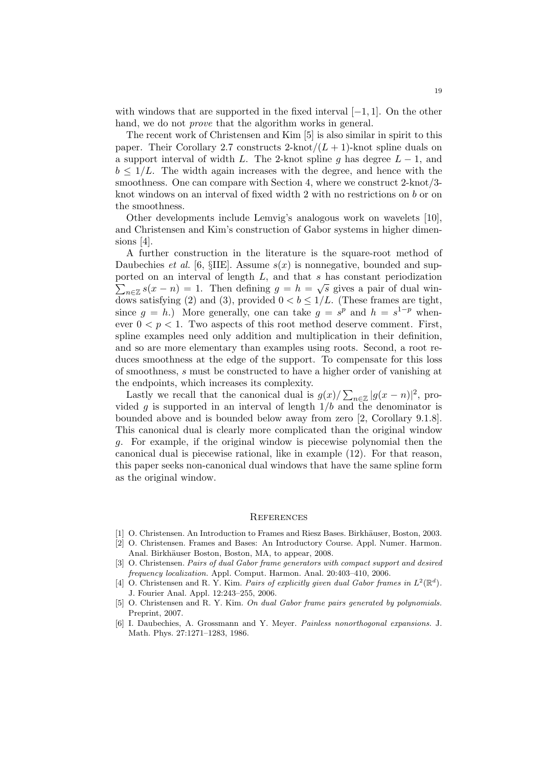with windows that are supported in the fixed interval $[-1, 1]$. On the other hand, we do not *prove* that the algorithm works in general.

The recent work of Christensen and Kim [5] is also similar in spirit to this paper. Their Corollary 2.7 constructs 2-knot/$(L+1)$-knot spline duals on a support interval of width $L$. The 2-knot spline $g$ has degree $L-1$, and $b \leq 1/L$. The width again increases with the degree, and hence with the smoothness. One can compare with Section 4, where we construct 2-knot/3-knot windows on an interval of fixed width 2 with no restrictions on $b$ or on the smoothness.

Other developments include Lemvig's analogous work on wavelets [10], and Christensen and Kim's construction of Gabor systems in higher dimensions [4].

A further construction in the literature is the square-root method of Daubechies *et al.* [6, §IIE]. Assume $s(x)$ is nonnegative, bounded and supported on an interval of length $L$, and that $s$ has constant periodization $\sum_{n \in \mathbb{Z}} s(x-n) = 1$. Then defining $g = h = \sqrt{s}$ gives a pair of dual windows satisfying (2) and (3), provided $0 < b \leq 1/L$. (These frames are tight, since $g = h$.) More generally, one can take $g = s^p$ and $h = s^{1-p}$ whenever $0 < p < 1$. Two aspects of this root method deserve comment. First, spline examples need only addition and multiplication in their definition, and so are more elementary than examples using roots. Second, a root reduces smoothness at the edge of the support. To compensate for this loss of smoothness, $s$ must be constructed to have a higher order of vanishing at the endpoints, which increases its complexity.

Lastly we recall that the canonical dual is $g(x)/\sum_{n \in \mathbb{Z}} |g(x-n)|^2$, provided $g$ is supported in an interval of length $1/b$ and the denominator is bounded above and is bounded below away from zero [2, Corollary 9.1.8]. This canonical dual is clearly more complicated than the original window $g$. For example, if the original window is piecewise polynomial then the canonical dual is piecewise rational, like in example (12). For that reason, this paper seeks non-canonical dual windows that have the same spline form as the original window.

## References

[1] O. Christensen. An Introduction to Frames and Riesz Bases. Birkhäuser, Boston, 2003.

[2] O. Christensen. Frames and Bases: An Introductory Course. Appl. Numer. Harmon. Anal. Birkhäuser Boston, Boston, MA, to appear, 2008.

[3] O. Christensen. *Pairs of dual Gabor frame generators with compact support and desired frequency localization.* Appl. Comput. Harmon. Anal. 20:403–410, 2006.

[4] O. Christensen and R. Y. Kim. *Pairs of explicitly given dual Gabor frames in $L^2(\mathbb{R}^d)$.* J. Fourier Anal. Appl. 12:243–255, 2006.

[5] O. Christensen and R. Y. Kim. *On dual Gabor frame pairs generated by polynomials.* Preprint, 2007.

[6] I. Daubechies, A. Grossmann and Y. Meyer. *Painless nonorthogonal expansions.* J. Math. Phys. 27:1271–1283, 1986.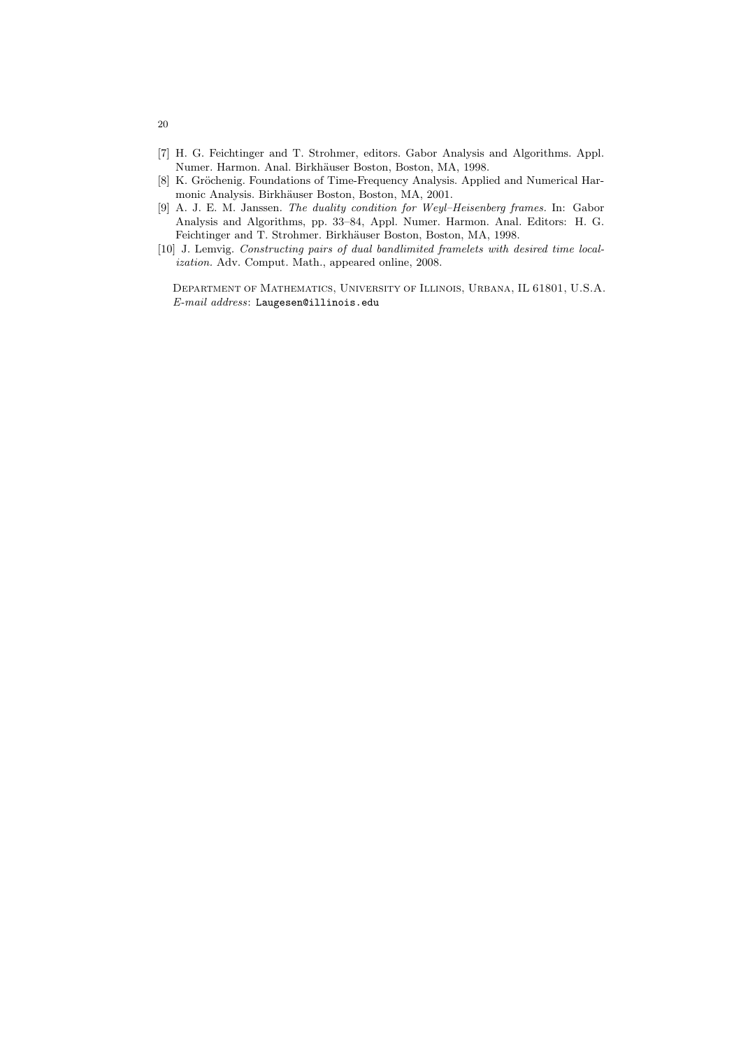[7] H. G. Feichtinger and T. Strohmer, editors. Gabor Analysis and Algorithms. Appl. Numer. Harmon. Anal. Birkhäuser Boston, Boston, MA, 1998.

[8] K. Gröchenig. Foundations of Time-Frequency Analysis. Applied and Numerical Harmonic Analysis. Birkhäuser Boston, Boston, MA, 2001.

[9] A. J. E. M. Janssen. *The duality condition for Weyl–Heisenberg frames.* In: Gabor Analysis and Algorithms, pp. 33–84, Appl. Numer. Harmon. Anal. Editors: H. G. Feichtinger and T. Strohmer. Birkhäuser Boston, Boston, MA, 1998.

[10] J. Lemvig. *Constructing pairs of dual bandlimited framelets with desired time localization.* Adv. Comput. Math., appeared online, 2008.

Department of Mathematics, University of Illinois, Urbana, IL 61801, U.S.A.
*E-mail address*: `Laugesen@illinois.edu`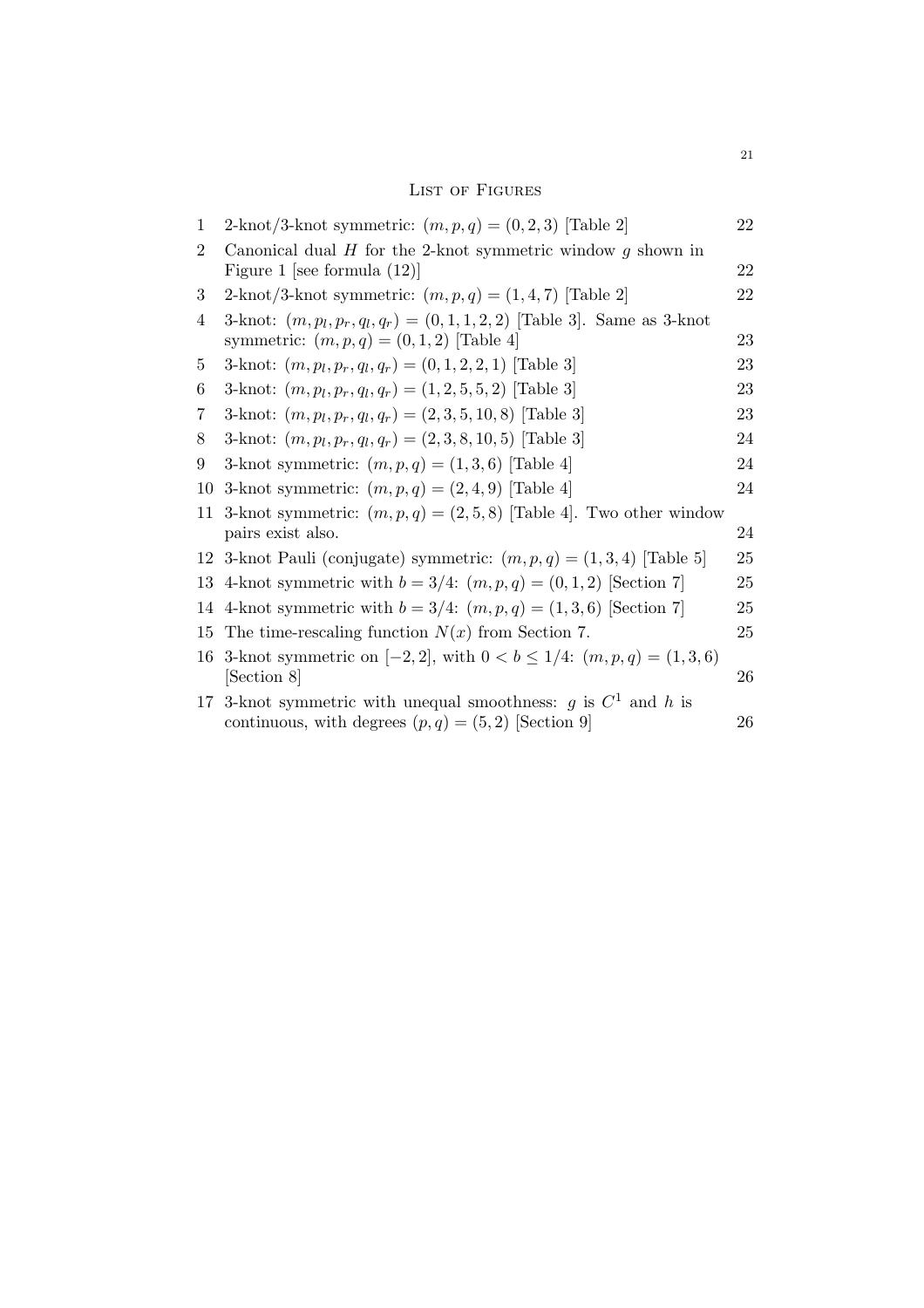# List of Figures

| | | |
|---|---|---|
| 1 | 2-knot/3-knot symmetric: $(m, p, q) = (0, 2, 3)$ [Table 2] | 22 |
| 2 | Canonical dual $H$ for the 2-knot symmetric window $g$ shown in Figure 1 [see formula (12)] | 22 |
| 3 | 2-knot/3-knot symmetric: $(m, p, q) = (1, 4, 7)$ [Table 2] | 22 |
| 4 | 3-knot: $(m, p_l, p_r, q_l, q_r) = (0, 1, 1, 2, 2)$ [Table 3]. Same as 3-knot symmetric: $(m, p, q) = (0, 1, 2)$ [Table 4] | 23 |
| 5 | 3-knot: $(m, p_l, p_r, q_l, q_r) = (0, 1, 2, 2, 1)$ [Table 3] | 23 |
| 6 | 3-knot: $(m, p_l, p_r, q_l, q_r) = (1, 2, 5, 5, 2)$ [Table 3] | 23 |
| 7 | 3-knot: $(m, p_l, p_r, q_l, q_r) = (2, 3, 5, 10, 8)$ [Table 3] | 23 |
| 8 | 3-knot: $(m, p_l, p_r, q_l, q_r) = (2, 3, 8, 10, 5)$ [Table 3] | 24 |
| 9 | 3-knot symmetric: $(m, p, q) = (1, 3, 6)$ [Table 4] | 24 |
| 10 | 3-knot symmetric: $(m, p, q) = (2, 4, 9)$ [Table 4] | 24 |
| 11 | 3-knot symmetric: $(m, p, q) = (2, 5, 8)$ [Table 4]. Two other window pairs exist also. | 24 |
| 12 | 3-knot Pauli (conjugate) symmetric: $(m, p, q) = (1, 3, 4)$ [Table 5] | 25 |
| 13 | 4-knot symmetric with $b = 3/4$: $(m, p, q) = (0, 1, 2)$ [Section 7] | 25 |
| 14 | 4-knot symmetric with $b = 3/4$: $(m, p, q) = (1, 3, 6)$ [Section 7] | 25 |
| 15 | The time-rescaling function $N(x)$ from Section 7. | 25 |
| 16 | 3-knot symmetric on $[-2, 2]$, with $0 < b \leq 1/4$: $(m, p, q) = (1, 3, 6)$ [Section 8] | 26 |
| 17 | 3-knot symmetric with unequal smoothness: $g$ is $C^1$ and $h$ is continuous, with degrees $(p, q) = (5, 2)$ [Section 9] | 26 |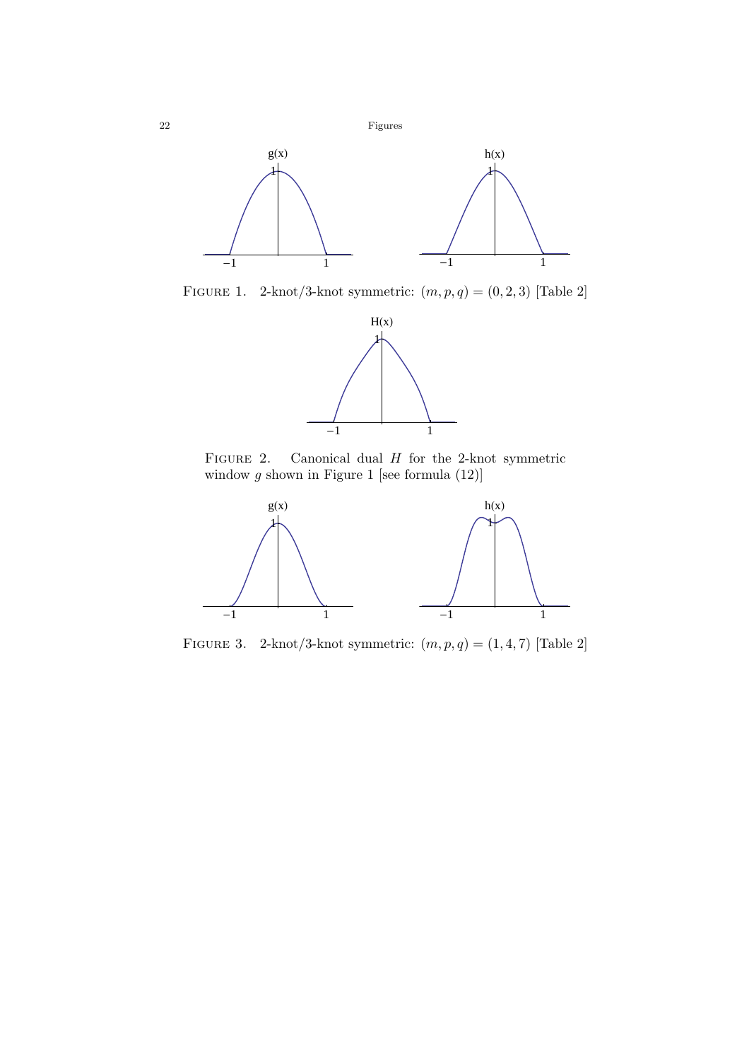Figure 1. 2-knot/3-knot symmetric: $(m, p, q) = (0, 2, 3)$ [Table 2]

Figure 2. Canonical dual $H$ for the 2-knot symmetric window $g$ shown in Figure 1 [see formula (12)]

Figure 3. 2-knot/3-knot symmetric: $(m, p, q) = (1, 4, 7)$ [Table 2]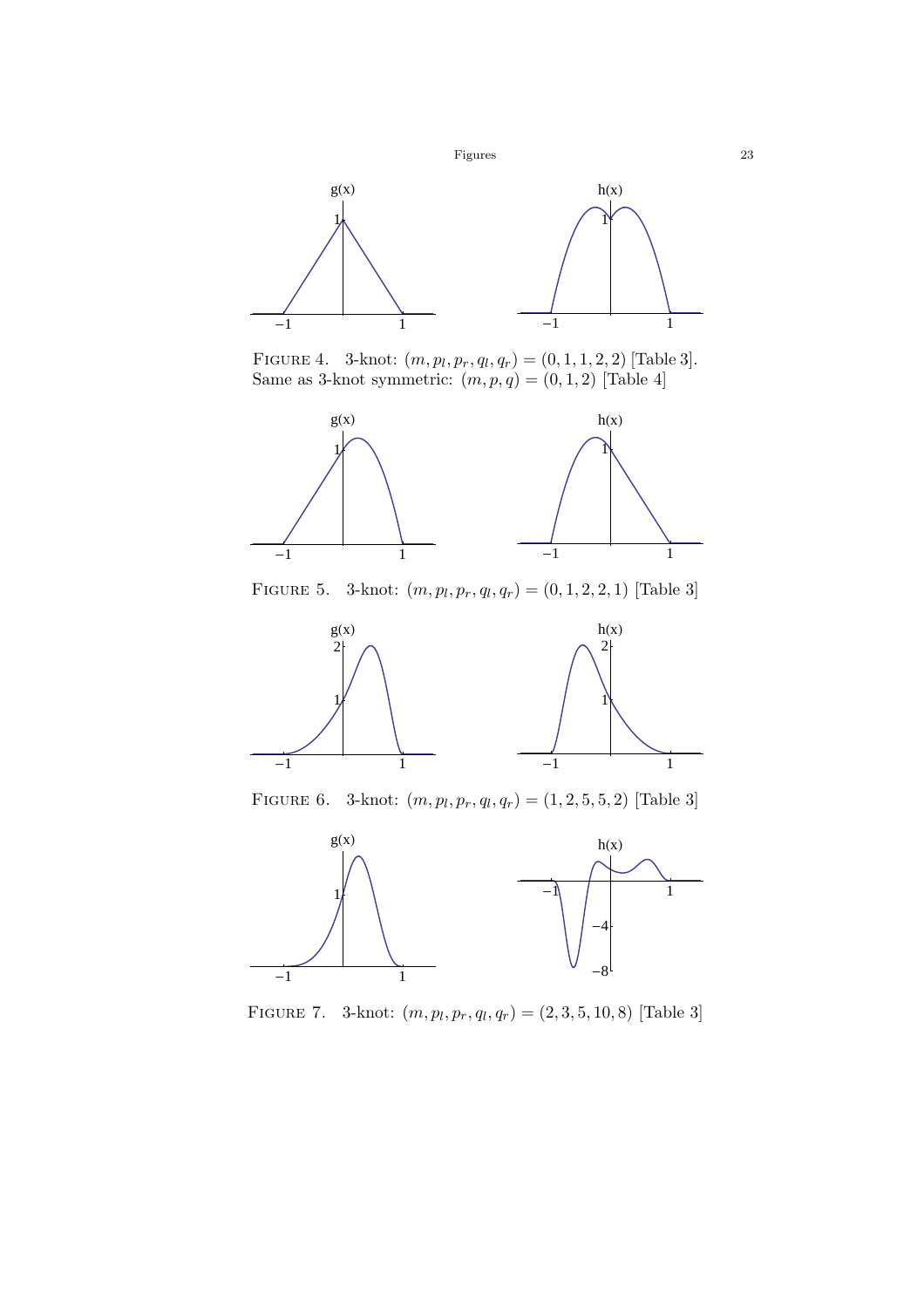FIGURE 4. 3-knot: $(m, p_l, p_r, q_l, q_r) = (0, 1, 1, 2, 2)$ [Table 3]. Same as 3-knot symmetric: $(m, p, q) = (0, 1, 2)$ [Table 4]

FIGURE 5. 3-knot: $(m, p_l, p_r, q_l, q_r) = (0, 1, 2, 2, 1)$ [Table 3]

FIGURE 6. 3-knot: $(m, p_l, p_r, q_l, q_r) = (1, 2, 5, 5, 2)$ [Table 3]

FIGURE 7. 3-knot: $(m, p_l, p_r, q_l, q_r) = (2, 3, 5, 10, 8)$ [Table 3]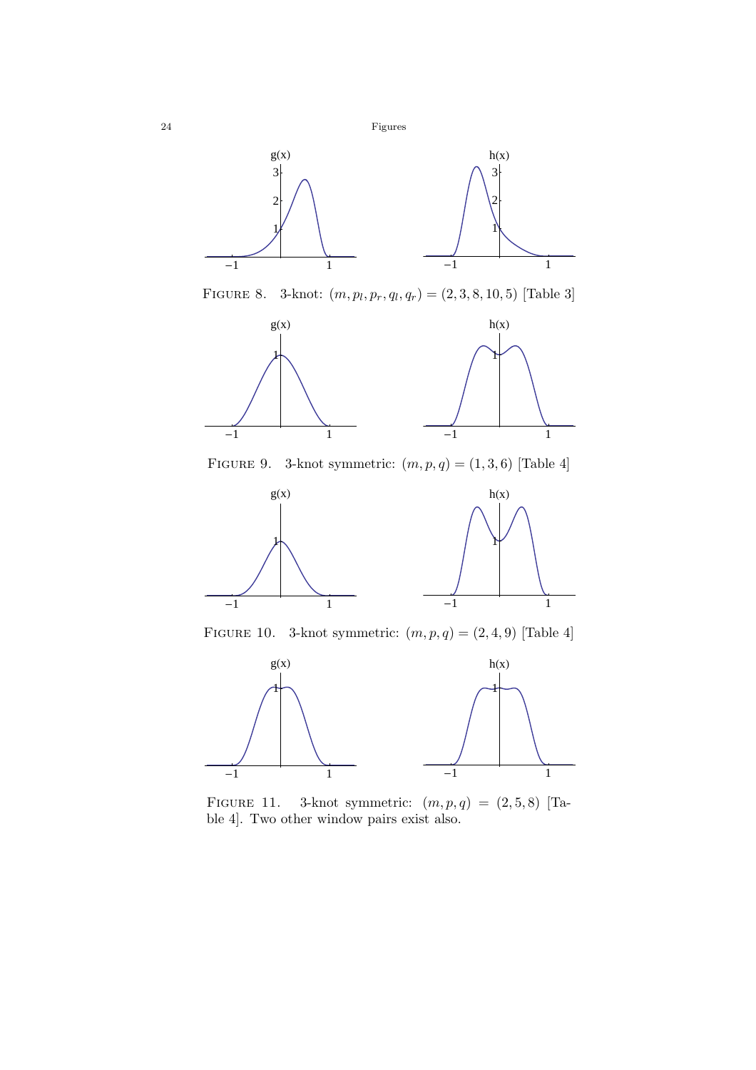Figure 8. 3-knot: $(m, p_l, p_r, q_l, q_r) = (2, 3, 8, 10, 5)$ [Table 3]

Figure 9. 3-knot symmetric: $(m, p, q) = (1, 3, 6)$ [Table 4]

Figure 10. 3-knot symmetric: $(m, p, q) = (2, 4, 9)$ [Table 4]

Figure 11. 3-knot symmetric: $(m, p, q) = (2, 5, 8)$ [Table 4]. Two other window pairs exist also.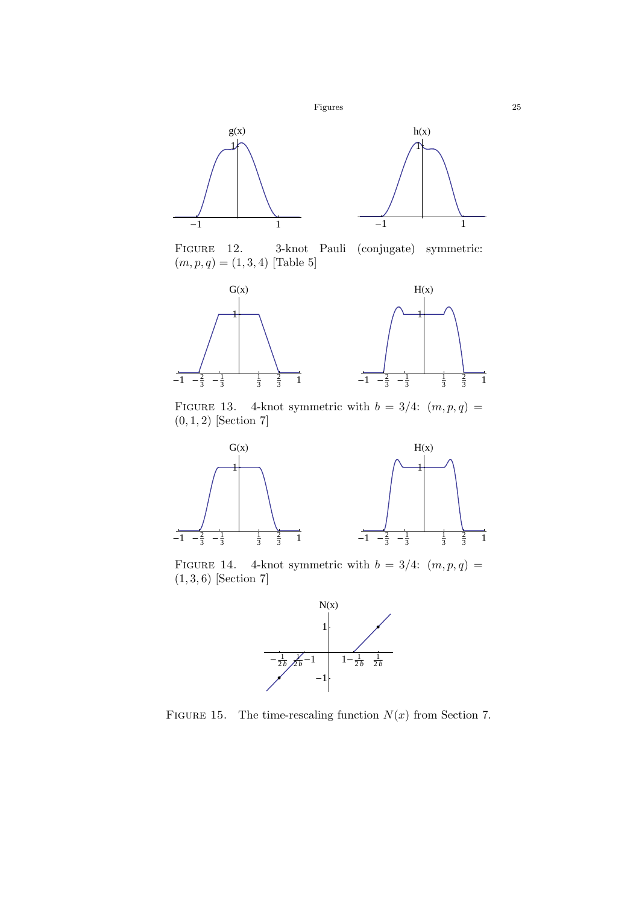Figure 12. 3-knot Pauli (conjugate) symmetric: $(m, p, q) = (1, 3, 4)$ [Table 5]

Figure 13. 4-knot symmetric with $b = 3/4$: $(m, p, q) = (0, 1, 2)$ [Section 7]

Figure 14. 4-knot symmetric with $b = 3/4$: $(m, p, q) = (1, 3, 6)$ [Section 7]

Figure 15. The time-rescaling function $N(x)$ from Section 7.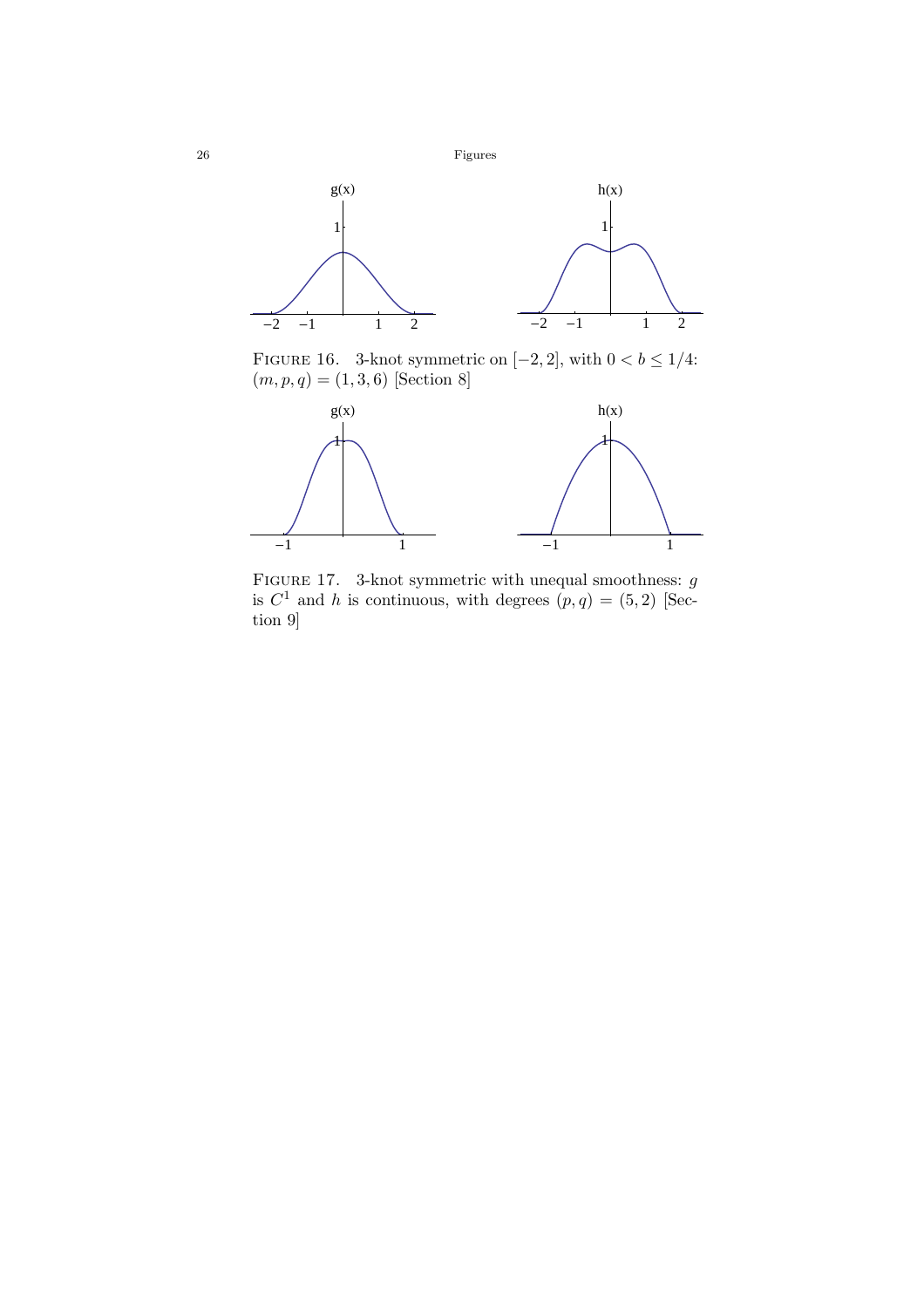g(x)

1

−2 −1 1 2

h(x)

1

−2 −1 1 2

FIGURE 16. 3-knot symmetric on $[-2, 2]$, with $0 < b \leq 1/4$: $(m, p, q) = (1, 3, 6)$ [Section 8]

g(x)

1

−1 1

h(x)

1

−1 1

FIGURE 17. 3-knot symmetric with unequal smoothness: $g$ is $C^1$ and $h$ is continuous, with degrees $(p, q) = (5, 2)$ [Section 9]